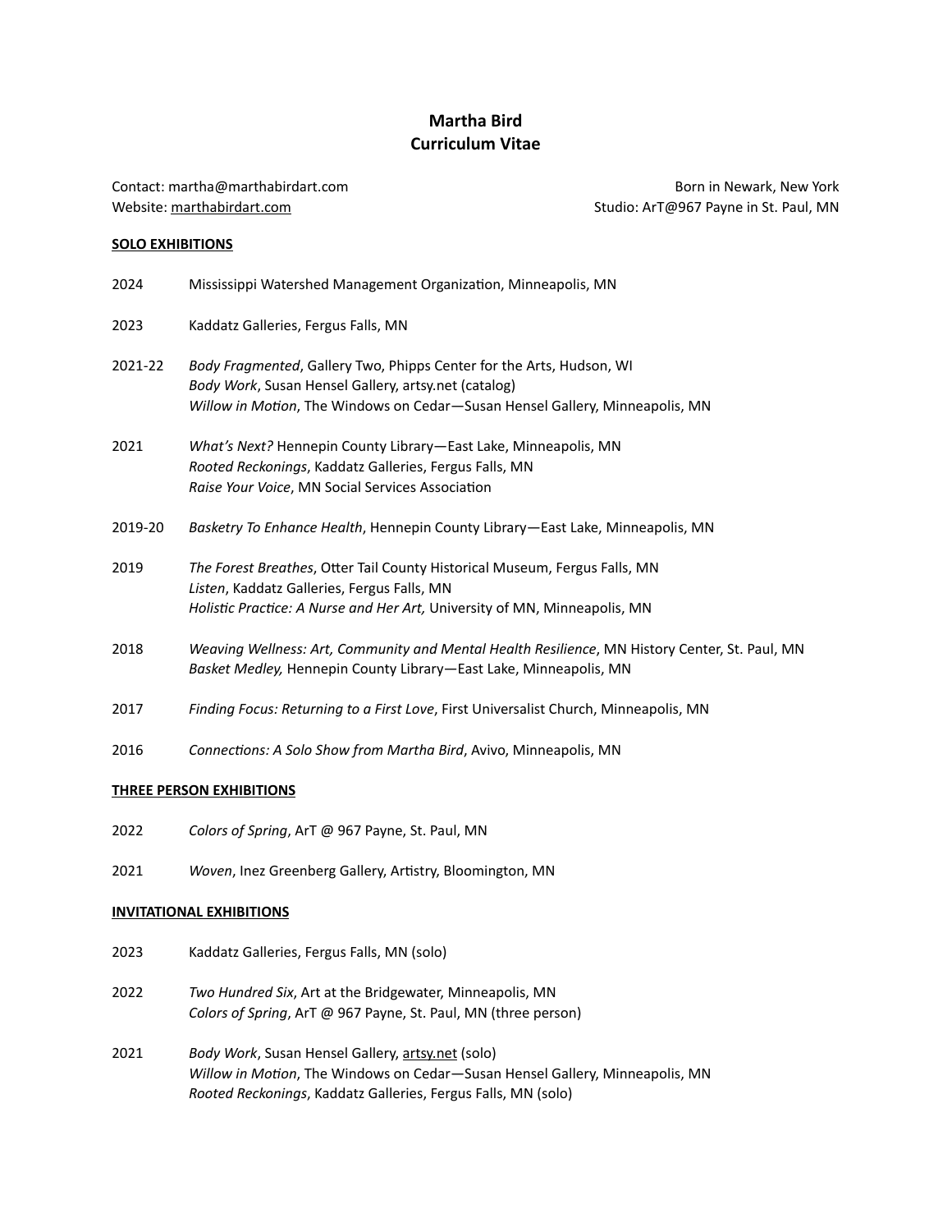# Martha Bird
# Curriculum Vitae

Contact: martha@marthabirdart.com
Website: marthabirdart.com

Born in Newark, New York
Studio: ArT@967 Payne in St. Paul, MN

## SOLO EXHIBITIONS

2024 Mississippi Watershed Management Organization, Minneapolis, MN

2023 Kaddatz Galleries, Fergus Falls, MN

2021-22 *Body Fragmented*, Gallery Two, Phipps Center for the Arts, Hudson, WI
*Body Work*, Susan Hensel Gallery, artsy.net (catalog)
*Willow in Motion*, The Windows on Cedar—Susan Hensel Gallery, Minneapolis, MN

2021 *What's Next?* Hennepin County Library—East Lake, Minneapolis, MN
*Rooted Reckonings*, Kaddatz Galleries, Fergus Falls, MN
*Raise Your Voice*, MN Social Services Association

2019-20 *Basketry To Enhance Health*, Hennepin County Library—East Lake, Minneapolis, MN

2019 *The Forest Breathes*, Otter Tail County Historical Museum, Fergus Falls, MN
*Listen*, Kaddatz Galleries, Fergus Falls, MN
*Holistic Practice: A Nurse and Her Art,* University of MN, Minneapolis, MN

2018 *Weaving Wellness: Art, Community and Mental Health Resilience*, MN History Center, St. Paul, MN
*Basket Medley,* Hennepin County Library—East Lake, Minneapolis, MN

2017 *Finding Focus: Returning to a First Love*, First Universalist Church, Minneapolis, MN

2016 *Connections: A Solo Show from Martha Bird*, Avivo, Minneapolis, MN

## THREE PERSON EXHIBITIONS

2022 *Colors of Spring*, ArT @ 967 Payne, St. Paul, MN

2021 *Woven*, Inez Greenberg Gallery, Artistry, Bloomington, MN

## INVITATIONAL EXHIBITIONS

2023 Kaddatz Galleries, Fergus Falls, MN (solo)

2022 *Two Hundred Six*, Art at the Bridgewater, Minneapolis, MN
*Colors of Spring*, ArT @ 967 Payne, St. Paul, MN (three person)

2021 *Body Work*, Susan Hensel Gallery, artsy.net (solo)
*Willow in Motion*, The Windows on Cedar—Susan Hensel Gallery, Minneapolis, MN
*Rooted Reckonings*, Kaddatz Galleries, Fergus Falls, MN (solo)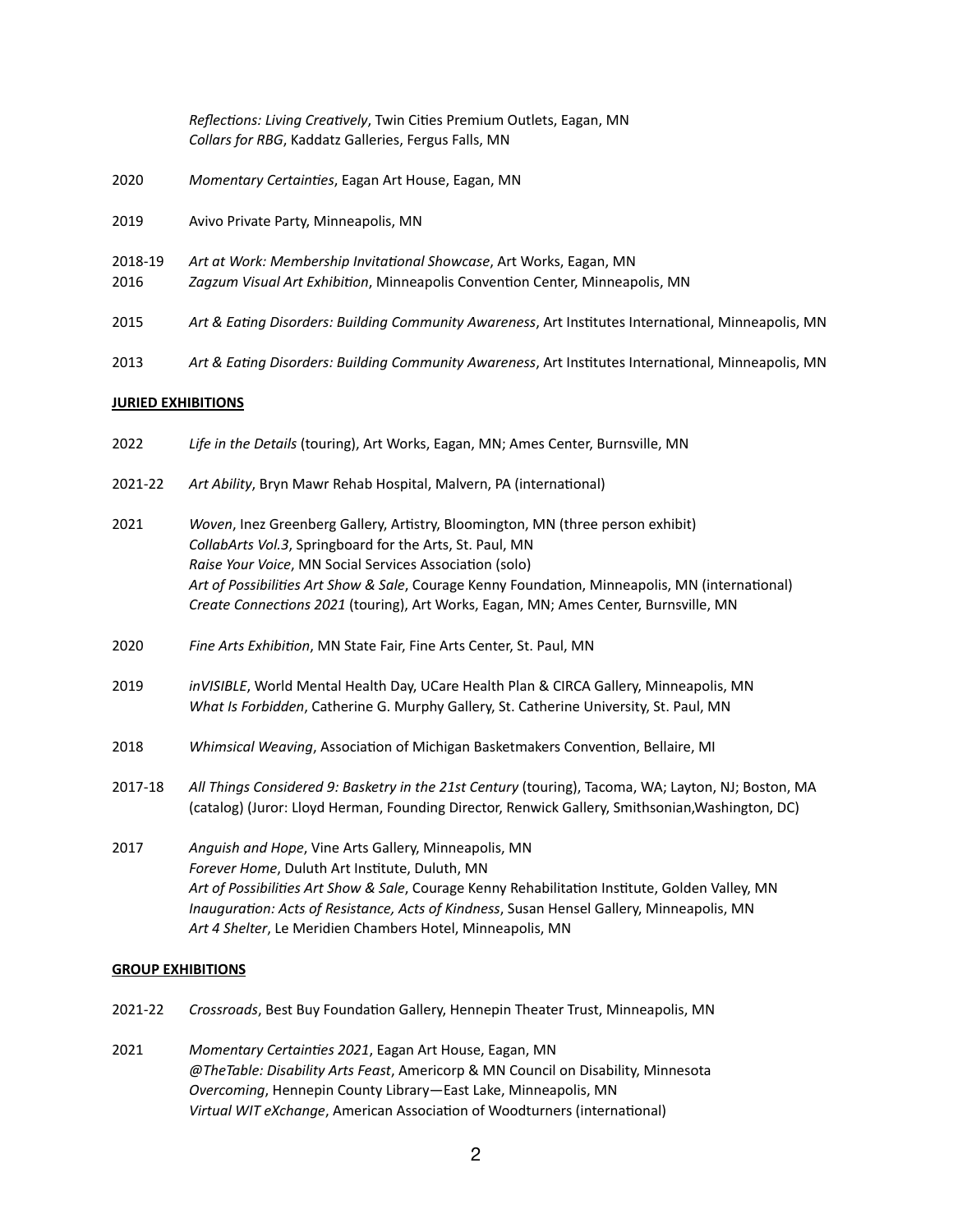*Reflections: Living Creatively*, Twin Cities Premium Outlets, Eagan, MN
*Collars for RBG*, Kaddatz Galleries, Fergus Falls, MN

2020 *Momentary Certainties*, Eagan Art House, Eagan, MN

2019 Avivo Private Party, Minneapolis, MN

2018-19 *Art at Work: Membership Invitational Showcase*, Art Works, Eagan, MN
2016 *Zagzum Visual Art Exhibition*, Minneapolis Convention Center, Minneapolis, MN

2015 *Art & Eating Disorders: Building Community Awareness*, Art Institutes International, Minneapolis, MN

2013 *Art & Eating Disorders: Building Community Awareness*, Art Institutes International, Minneapolis, MN

**JURIED EXHIBITIONS**

2022 *Life in the Details* (touring), Art Works, Eagan, MN; Ames Center, Burnsville, MN

2021-22 *Art Ability*, Bryn Mawr Rehab Hospital, Malvern, PA (international)

2021 *Woven*, Inez Greenberg Gallery, Artistry, Bloomington, MN (three person exhibit)
*CollabArts Vol.3*, Springboard for the Arts, St. Paul, MN
*Raise Your Voice*, MN Social Services Association (solo)
*Art of Possibilities Art Show & Sale*, Courage Kenny Foundation, Minneapolis, MN (international)
*Create Connections 2021* (touring), Art Works, Eagan, MN; Ames Center, Burnsville, MN

2020 *Fine Arts Exhibition*, MN State Fair, Fine Arts Center, St. Paul, MN

2019 *inVISIBLE*, World Mental Health Day, UCare Health Plan & CIRCA Gallery, Minneapolis, MN
*What Is Forbidden*, Catherine G. Murphy Gallery, St. Catherine University, St. Paul, MN

2018 *Whimsical Weaving*, Association of Michigan Basketmakers Convention, Bellaire, MI

2017-18 *All Things Considered 9: Basketry in the 21st Century* (touring), Tacoma, WA; Layton, NJ; Boston, MA (catalog) (Juror: Lloyd Herman, Founding Director, Renwick Gallery, Smithsonian,Washington, DC)

2017 *Anguish and Hope*, Vine Arts Gallery, Minneapolis, MN
*Forever Home*, Duluth Art Institute, Duluth, MN
*Art of Possibilities Art Show & Sale*, Courage Kenny Rehabilitation Institute, Golden Valley, MN
*Inauguration: Acts of Resistance, Acts of Kindness*, Susan Hensel Gallery, Minneapolis, MN
*Art 4 Shelter*, Le Meridien Chambers Hotel, Minneapolis, MN

**GROUP EXHIBITIONS**

2021-22 *Crossroads*, Best Buy Foundation Gallery, Hennepin Theater Trust, Minneapolis, MN

2021 *Momentary Certainties 2021*, Eagan Art House, Eagan, MN
*@TheTable: Disability Arts Feast*, Americorp & MN Council on Disability, Minnesota
*Overcoming*, Hennepin County Library—East Lake, Minneapolis, MN
*Virtual WIT eXchange*, American Association of Woodturners (international)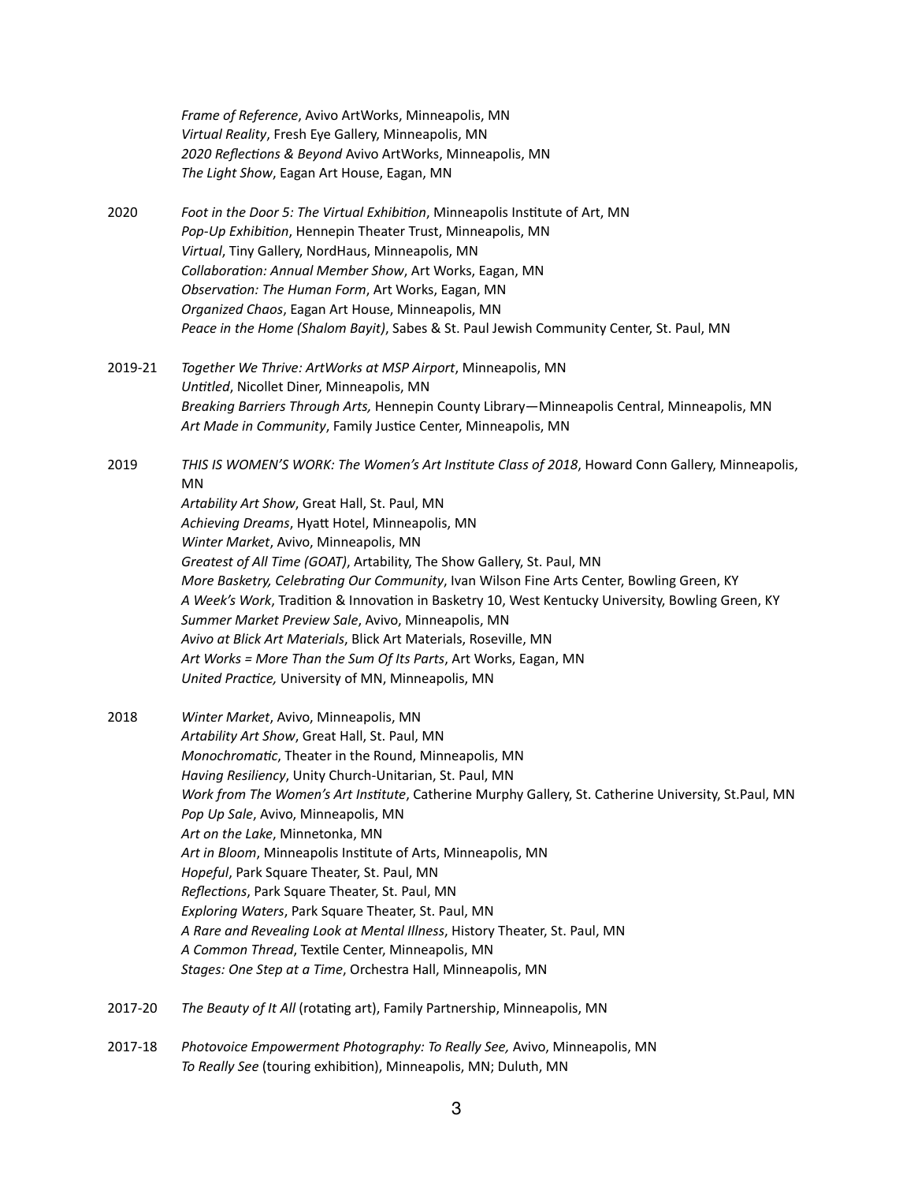*Frame of Reference*, Avivo ArtWorks, Minneapolis, MN
*Virtual Reality*, Fresh Eye Gallery, Minneapolis, MN
*2020 Reflections & Beyond* Avivo ArtWorks, Minneapolis, MN
*The Light Show*, Eagan Art House, Eagan, MN

2020 *Foot in the Door 5: The Virtual Exhibition*, Minneapolis Institute of Art, MN
*Pop-Up Exhibition*, Hennepin Theater Trust, Minneapolis, MN
*Virtual*, Tiny Gallery, NordHaus, Minneapolis, MN
*Collaboration: Annual Member Show*, Art Works, Eagan, MN
*Observation: The Human Form*, Art Works, Eagan, MN
*Organized Chaos*, Eagan Art House, Minneapolis, MN
*Peace in the Home (Shalom Bayit)*, Sabes & St. Paul Jewish Community Center, St. Paul, MN

2019-21 *Together We Thrive: ArtWorks at MSP Airport*, Minneapolis, MN
*Untitled*, Nicollet Diner, Minneapolis, MN
*Breaking Barriers Through Arts,* Hennepin County Library—Minneapolis Central, Minneapolis, MN
*Art Made in Community*, Family Justice Center, Minneapolis, MN

2019 *THIS IS WOMEN'S WORK: The Women's Art Institute Class of 2018*, Howard Conn Gallery, Minneapolis, MN
*Artability Art Show*, Great Hall, St. Paul, MN
*Achieving Dreams*, Hyatt Hotel, Minneapolis, MN
*Winter Market*, Avivo, Minneapolis, MN
*Greatest of All Time (GOAT)*, Artability, The Show Gallery, St. Paul, MN
*More Basketry, Celebrating Our Community*, Ivan Wilson Fine Arts Center, Bowling Green, KY
*A Week's Work*, Tradition & Innovation in Basketry 10, West Kentucky University, Bowling Green, KY
*Summer Market Preview Sale*, Avivo, Minneapolis, MN
*Avivo at Blick Art Materials*, Blick Art Materials, Roseville, MN
*Art Works = More Than the Sum Of Its Parts*, Art Works, Eagan, MN
*United Practice,* University of MN, Minneapolis, MN

2018 *Winter Market*, Avivo, Minneapolis, MN
*Artability Art Show*, Great Hall, St. Paul, MN
*Monochromatic*, Theater in the Round, Minneapolis, MN
*Having Resiliency*, Unity Church-Unitarian, St. Paul, MN
*Work from The Women's Art Institute*, Catherine Murphy Gallery, St. Catherine University, St.Paul, MN
*Pop Up Sale*, Avivo, Minneapolis, MN
*Art on the Lake*, Minnetonka, MN
*Art in Bloom*, Minneapolis Institute of Arts, Minneapolis, MN
*Hopeful*, Park Square Theater, St. Paul, MN
*Reflections*, Park Square Theater, St. Paul, MN
*Exploring Waters*, Park Square Theater, St. Paul, MN
*A Rare and Revealing Look at Mental Illness*, History Theater, St. Paul, MN
*A Common Thread*, Textile Center, Minneapolis, MN
*Stages: One Step at a Time*, Orchestra Hall, Minneapolis, MN

2017-20 *The Beauty of It All* (rotating art), Family Partnership, Minneapolis, MN

2017-18 *Photovoice Empowerment Photography: To Really See,* Avivo, Minneapolis, MN
*To Really See* (touring exhibition), Minneapolis, MN; Duluth, MN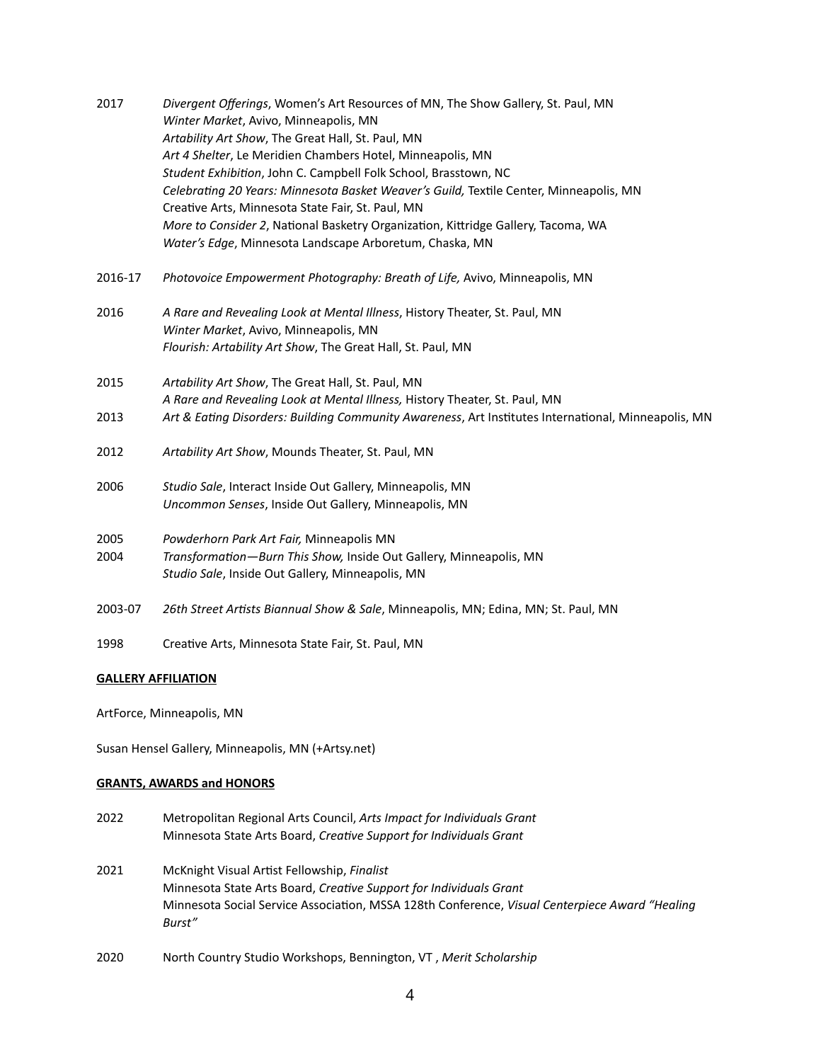2017 *Divergent Offerings*, Women's Art Resources of MN, The Show Gallery, St. Paul, MN
*Winter Market*, Avivo, Minneapolis, MN
*Artability Art Show*, The Great Hall, St. Paul, MN
*Art 4 Shelter*, Le Meridien Chambers Hotel, Minneapolis, MN
*Student Exhibition*, John C. Campbell Folk School, Brasstown, NC
*Celebrating 20 Years: Minnesota Basket Weaver's Guild,* Textile Center, Minneapolis, MN
Creative Arts, Minnesota State Fair, St. Paul, MN
*More to Consider 2*, National Basketry Organization, Kittridge Gallery, Tacoma, WA
*Water's Edge*, Minnesota Landscape Arboretum, Chaska, MN

2016-17 *Photovoice Empowerment Photography: Breath of Life,* Avivo, Minneapolis, MN

2016 *A Rare and Revealing Look at Mental Illness*, History Theater, St. Paul, MN
*Winter Market*, Avivo, Minneapolis, MN
*Flourish: Artability Art Show*, The Great Hall, St. Paul, MN

2015 *Artability Art Show*, The Great Hall, St. Paul, MN
*A Rare and Revealing Look at Mental Illness,* History Theater, St. Paul, MN

2013 *Art & Eating Disorders: Building Community Awareness*, Art Institutes International, Minneapolis, MN

2012 *Artability Art Show*, Mounds Theater, St. Paul, MN

2006 *Studio Sale*, Interact Inside Out Gallery, Minneapolis, MN
*Uncommon Senses*, Inside Out Gallery, Minneapolis, MN

2005 *Powderhorn Park Art Fair,* Minneapolis MN

2004 *Transformation—Burn This Show,* Inside Out Gallery, Minneapolis, MN
*Studio Sale*, Inside Out Gallery, Minneapolis, MN

2003-07 *26th Street Artists Biannual Show & Sale*, Minneapolis, MN; Edina, MN; St. Paul, MN

1998 Creative Arts, Minnesota State Fair, St. Paul, MN

**GALLERY AFFILIATION**

ArtForce, Minneapolis, MN

Susan Hensel Gallery, Minneapolis, MN (+Artsy.net)

**GRANTS, AWARDS and HONORS**

2022 Metropolitan Regional Arts Council, *Arts Impact for Individuals Grant*
Minnesota State Arts Board, *Creative Support for Individuals Grant*

2021 McKnight Visual Artist Fellowship, *Finalist*
Minnesota State Arts Board, *Creative Support for Individuals Grant*
Minnesota Social Service Association, MSSA 128th Conference, *Visual Centerpiece Award "Healing Burst"*

2020 North Country Studio Workshops, Bennington, VT , *Merit Scholarship*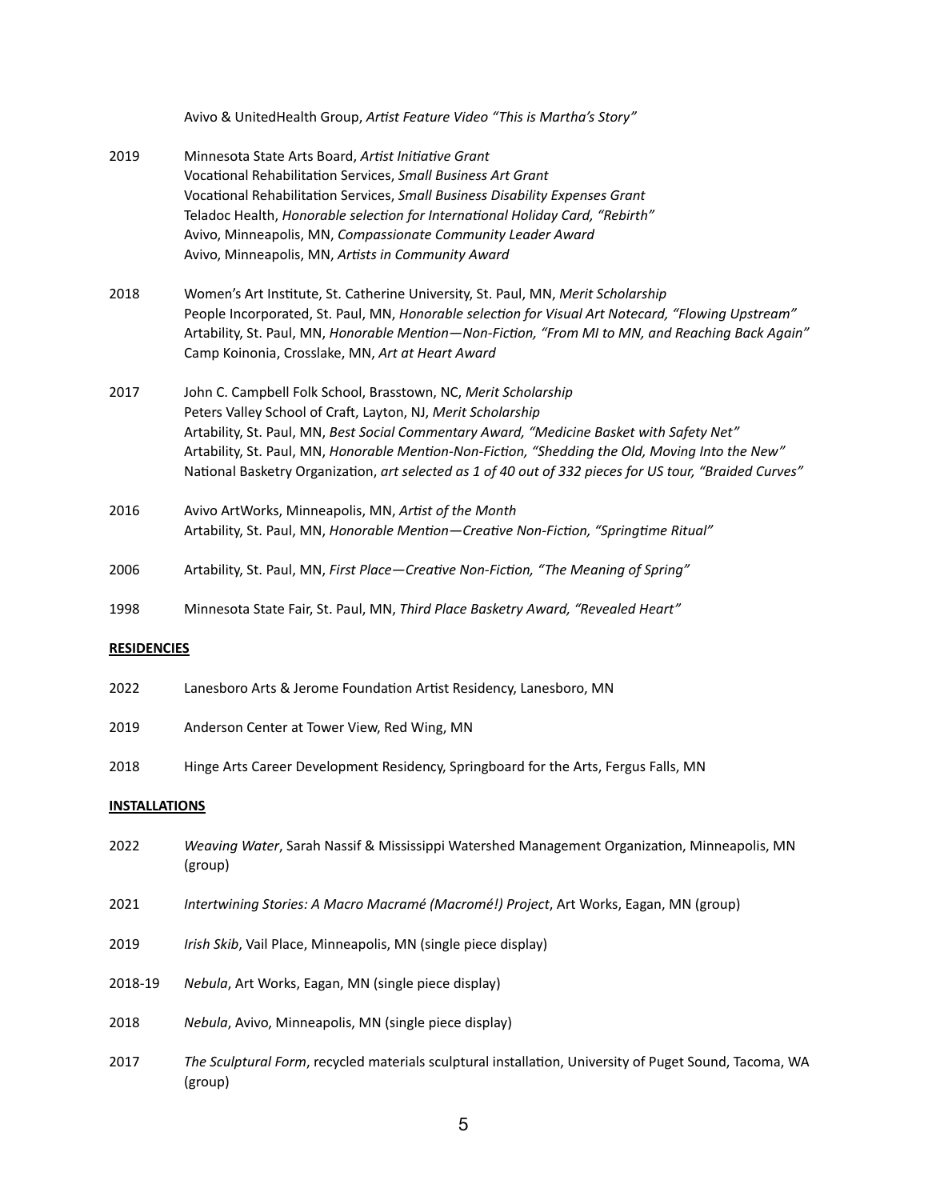Avivo & UnitedHealth Group, *Artist Feature Video "This is Martha's Story"*

2019 Minnesota State Arts Board, *Artist Initiative Grant*
Vocational Rehabilitation Services, *Small Business Art Grant*
Vocational Rehabilitation Services, *Small Business Disability Expenses Grant*
Teladoc Health, *Honorable selection for International Holiday Card, "Rebirth"*
Avivo, Minneapolis, MN, *Compassionate Community Leader Award*
Avivo, Minneapolis, MN, *Artists in Community Award*

2018 Women's Art Institute, St. Catherine University, St. Paul, MN, *Merit Scholarship*
People Incorporated, St. Paul, MN, *Honorable selection for Visual Art Notecard, "Flowing Upstream"*
Artability, St. Paul, MN, *Honorable Mention—Non-Fiction, "From MI to MN, and Reaching Back Again"*
Camp Koinonia, Crosslake, MN, *Art at Heart Award*

2017 John C. Campbell Folk School, Brasstown, NC, *Merit Scholarship*
Peters Valley School of Craft, Layton, NJ, *Merit Scholarship*
Artability, St. Paul, MN, *Best Social Commentary Award, "Medicine Basket with Safety Net"*
Artability, St. Paul, MN, *Honorable Mention-Non-Fiction, "Shedding the Old, Moving Into the New"*
National Basketry Organization, *art selected as 1 of 40 out of 332 pieces for US tour, "Braided Curves"*

2016 Avivo ArtWorks, Minneapolis, MN, *Artist of the Month*
Artability, St. Paul, MN, *Honorable Mention—Creative Non-Fiction, "Springtime Ritual"*

2006 Artability, St. Paul, MN, *First Place—Creative Non-Fiction, "The Meaning of Spring"*

1998 Minnesota State Fair, St. Paul, MN, *Third Place Basketry Award, "Revealed Heart"*

**RESIDENCIES**

2022 Lanesboro Arts & Jerome Foundation Artist Residency, Lanesboro, MN

2019 Anderson Center at Tower View, Red Wing, MN

2018 Hinge Arts Career Development Residency, Springboard for the Arts, Fergus Falls, MN

**INSTALLATIONS**

2022 *Weaving Water*, Sarah Nassif & Mississippi Watershed Management Organization, Minneapolis, MN (group)

2021 *Intertwining Stories: A Macro Macramé (Macromé!) Project*, Art Works, Eagan, MN (group)

2019 *Irish Skib*, Vail Place, Minneapolis, MN (single piece display)

2018-19 *Nebula*, Art Works, Eagan, MN (single piece display)

2018 *Nebula*, Avivo, Minneapolis, MN (single piece display)

2017 *The Sculptural Form*, recycled materials sculptural installation, University of Puget Sound, Tacoma, WA (group)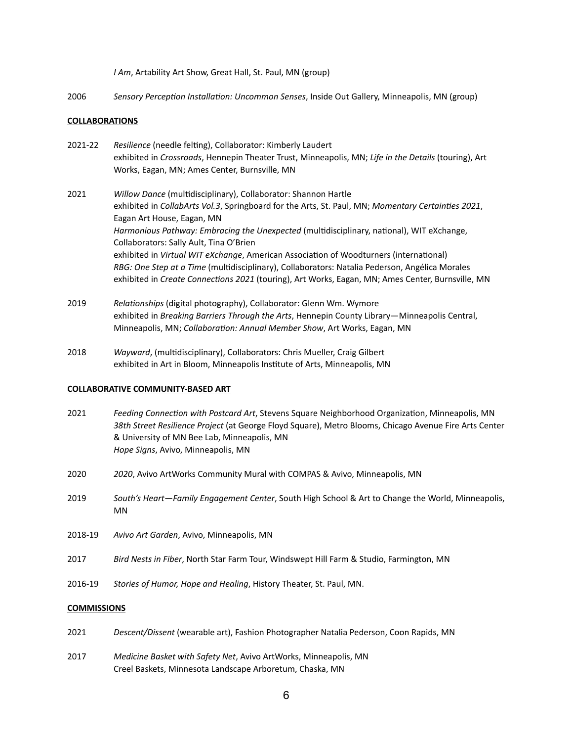*I Am*, Artability Art Show, Great Hall, St. Paul, MN (group)

2006 *Sensory Perception Installation: Uncommon Senses*, Inside Out Gallery, Minneapolis, MN (group)

**COLLABORATIONS**

2021-22 *Resilience* (needle felting), Collaborator: Kimberly Laudert
exhibited in *Crossroads*, Hennepin Theater Trust, Minneapolis, MN; *Life in the Details* (touring), Art Works, Eagan, MN; Ames Center, Burnsville, MN

2021 *Willow Dance* (multidisciplinary), Collaborator: Shannon Hartle
exhibited in *CollabArts Vol.3*, Springboard for the Arts, St. Paul, MN; *Momentary Certainties 2021*, Eagan Art House, Eagan, MN
*Harmonious Pathway: Embracing the Unexpected* (multidisciplinary, national), WIT eXchange, Collaborators: Sally Ault, Tina O'Brien
exhibited in *Virtual WIT eXchange*, American Association of Woodturners (international)
*RBG: One Step at a Time* (multidisciplinary), Collaborators: Natalia Pederson, Angélica Morales
exhibited in *Create Connections 2021* (touring), Art Works, Eagan, MN; Ames Center, Burnsville, MN

2019 *Relationships* (digital photography), Collaborator: Glenn Wm. Wymore
exhibited in *Breaking Barriers Through the Arts*, Hennepin County Library—Minneapolis Central, Minneapolis, MN; *Collaboration: Annual Member Show*, Art Works, Eagan, MN

2018 *Wayward*, (multidisciplinary), Collaborators: Chris Mueller, Craig Gilbert
exhibited in Art in Bloom, Minneapolis Institute of Arts, Minneapolis, MN

**COLLABORATIVE COMMUNITY-BASED ART**

2021 *Feeding Connection with Postcard Art*, Stevens Square Neighborhood Organization, Minneapolis, MN
*38th Street Resilience Project* (at George Floyd Square), Metro Blooms, Chicago Avenue Fire Arts Center & University of MN Bee Lab, Minneapolis, MN
*Hope Signs*, Avivo, Minneapolis, MN

2020 *2020*, Avivo ArtWorks Community Mural with COMPAS & Avivo, Minneapolis, MN

2019 *South's Heart—Family Engagement Center*, South High School & Art to Change the World, Minneapolis, MN

2018-19 *Avivo Art Garden*, Avivo, Minneapolis, MN

2017 *Bird Nests in Fiber*, North Star Farm Tour, Windswept Hill Farm & Studio, Farmington, MN

2016-19 *Stories of Humor, Hope and Healing*, History Theater, St. Paul, MN.

**COMMISSIONS**

2021 *Descent/Dissent* (wearable art), Fashion Photographer Natalia Pederson, Coon Rapids, MN

2017 *Medicine Basket with Safety Net*, Avivo ArtWorks, Minneapolis, MN
Creel Baskets, Minnesota Landscape Arboretum, Chaska, MN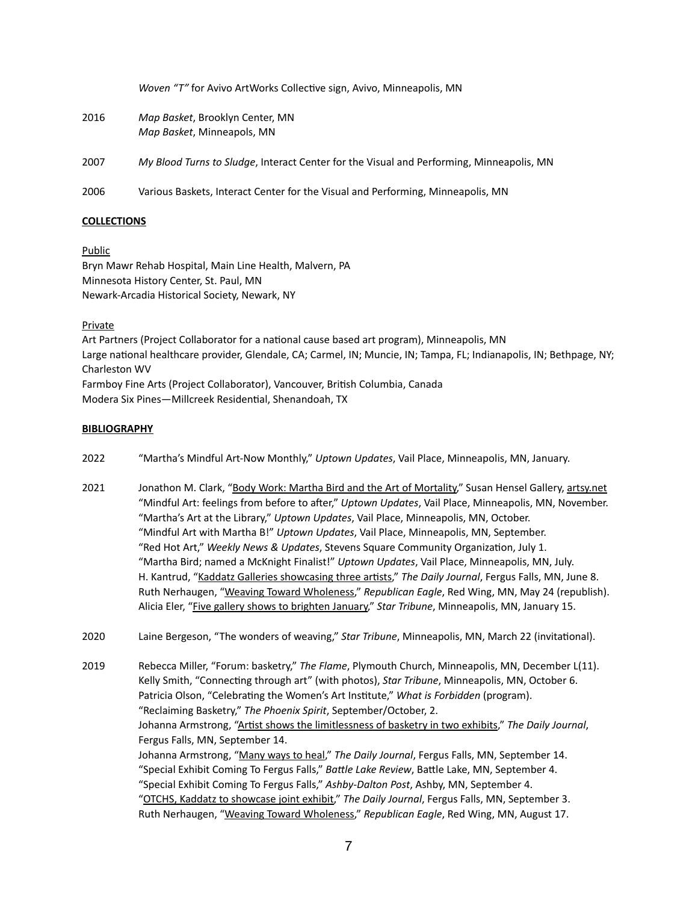*Woven "T"* for Avivo ArtWorks Collective sign, Avivo, Minneapolis, MN

2016 *Map Basket*, Brooklyn Center, MN
*Map Basket*, Minneapols, MN

2007 *My Blood Turns to Sludge*, Interact Center for the Visual and Performing, Minneapolis, MN

2006 Various Baskets, Interact Center for the Visual and Performing, Minneapolis, MN

**COLLECTIONS**

Public
Bryn Mawr Rehab Hospital, Main Line Health, Malvern, PA
Minnesota History Center, St. Paul, MN
Newark-Arcadia Historical Society, Newark, NY

Private
Art Partners (Project Collaborator for a national cause based art program), Minneapolis, MN
Large national healthcare provider, Glendale, CA; Carmel, IN; Muncie, IN; Tampa, FL; Indianapolis, IN; Bethpage, NY; Charleston WV
Farmboy Fine Arts (Project Collaborator), Vancouver, British Columbia, Canada
Modera Six Pines—Millcreek Residential, Shenandoah, TX

**BIBLIOGRAPHY**

2022 "Martha's Mindful Art-Now Monthly," *Uptown Updates*, Vail Place, Minneapolis, MN, January.

2021 Jonathon M. Clark, "Body Work: Martha Bird and the Art of Mortality," Susan Hensel Gallery, artsy.net
"Mindful Art: feelings from before to after," *Uptown Updates*, Vail Place, Minneapolis, MN, November.
"Martha's Art at the Library," *Uptown Updates*, Vail Place, Minneapolis, MN, October.
"Mindful Art with Martha B!" *Uptown Updates*, Vail Place, Minneapolis, MN, September.
"Red Hot Art," *Weekly News & Updates*, Stevens Square Community Organization, July 1.
"Martha Bird; named a McKnight Finalist!" *Uptown Updates*, Vail Place, Minneapolis, MN, July.
H. Kantrud, "Kaddatz Galleries showcasing three artists," *The Daily Journal*, Fergus Falls, MN, June 8.
Ruth Nerhaugen, "Weaving Toward Wholeness," *Republican Eagle*, Red Wing, MN, May 24 (republish).
Alicia Eler, "Five gallery shows to brighten January," *Star Tribune*, Minneapolis, MN, January 15.

2020 Laine Bergeson, "The wonders of weaving," *Star Tribune*, Minneapolis, MN, March 22 (invitational).

2019 Rebecca Miller, "Forum: basketry," *The Flame*, Plymouth Church, Minneapolis, MN, December L(11).
Kelly Smith, "Connecting through art" (with photos), *Star Tribune*, Minneapolis, MN, October 6.
Patricia Olson, "Celebrating the Women's Art Institute," *What is Forbidden* (program).
"Reclaiming Basketry," *The Phoenix Spirit*, September/October, 2.
Johanna Armstrong, "Artist shows the limitlessness of basketry in two exhibits," *The Daily Journal*, Fergus Falls, MN, September 14.
Johanna Armstrong, "Many ways to heal," *The Daily Journal*, Fergus Falls, MN, September 14.
"Special Exhibit Coming To Fergus Falls," *Battle Lake Review*, Battle Lake, MN, September 4.
"Special Exhibit Coming To Fergus Falls," *Ashby-Dalton Post*, Ashby, MN, September 4.
"OTCHS, Kaddatz to showcase joint exhibit," *The Daily Journal*, Fergus Falls, MN, September 3.
Ruth Nerhaugen, "Weaving Toward Wholeness," *Republican Eagle*, Red Wing, MN, August 17.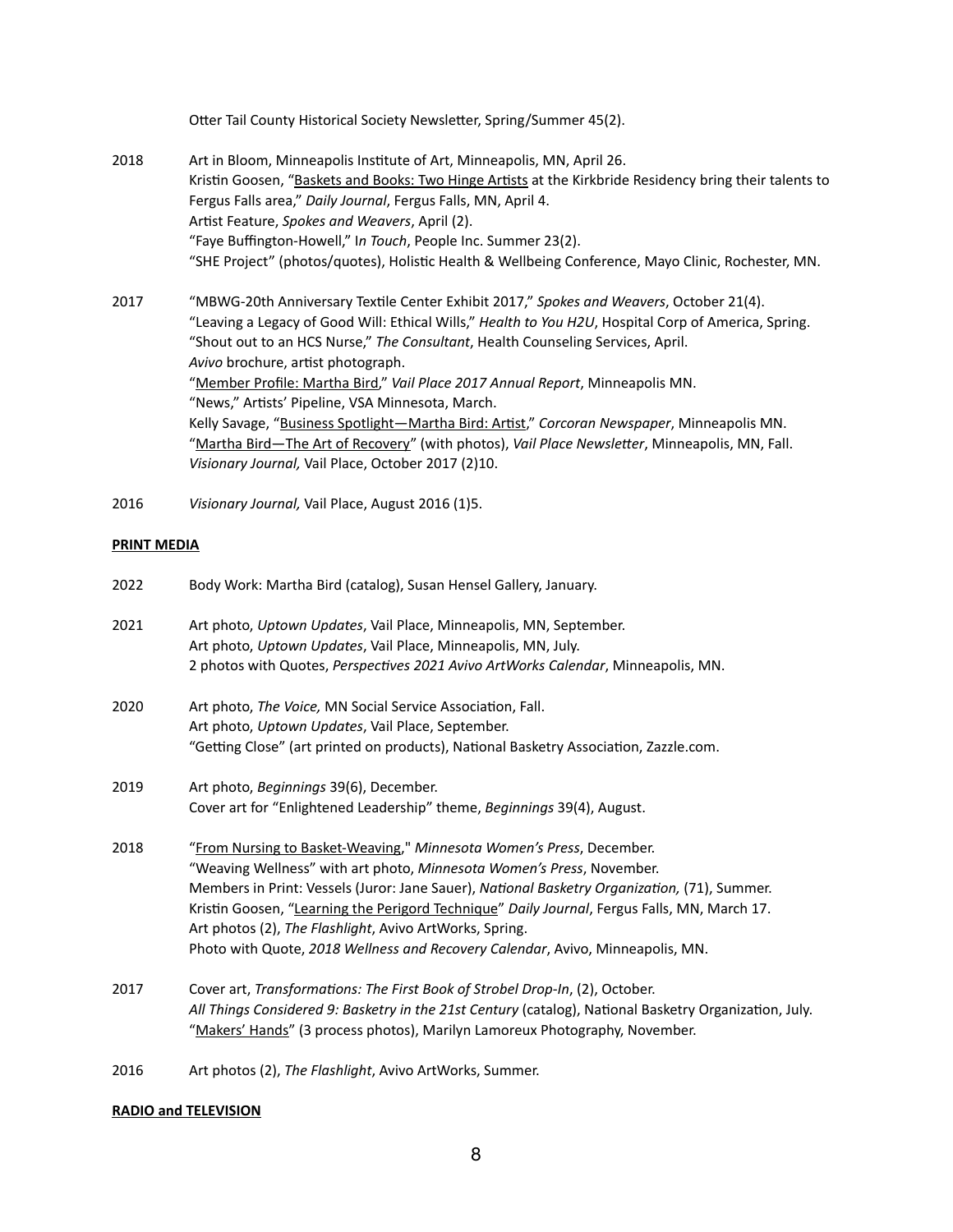Otter Tail County Historical Society Newsletter, Spring/Summer 45(2).

2018 Art in Bloom, Minneapolis Institute of Art, Minneapolis, MN, April 26.
Kristin Goosen, "Baskets and Books: Two Hinge Artists at the Kirkbride Residency bring their talents to Fergus Falls area," *Daily Journal*, Fergus Falls, MN, April 4.
Artist Feature, *Spokes and Weavers*, April (2).
"Faye Buffington-Howell," I*n Touch*, People Inc. Summer 23(2).
"SHE Project" (photos/quotes), Holistic Health & Wellbeing Conference, Mayo Clinic, Rochester, MN.

2017 "MBWG-20th Anniversary Textile Center Exhibit 2017," *Spokes and Weavers*, October 21(4).
"Leaving a Legacy of Good Will: Ethical Wills," *Health to You H2U*, Hospital Corp of America, Spring.
"Shout out to an HCS Nurse," *The Consultant*, Health Counseling Services, April.
*Avivo* brochure, artist photograph.
"Member Profile: Martha Bird," *Vail Place 2017 Annual Report*, Minneapolis MN.
"News," Artists' Pipeline, VSA Minnesota, March.
Kelly Savage, "Business Spotlight—Martha Bird: Artist," *Corcoran Newspaper*, Minneapolis MN.
"Martha Bird—The Art of Recovery" (with photos), *Vail Place Newsletter*, Minneapolis, MN, Fall.
*Visionary Journal,* Vail Place, October 2017 (2)10.

2016 *Visionary Journal,* Vail Place, August 2016 (1)5.

**PRINT MEDIA**

2022 Body Work: Martha Bird (catalog), Susan Hensel Gallery, January.

2021 Art photo, *Uptown Updates*, Vail Place, Minneapolis, MN, September.
Art photo, *Uptown Updates*, Vail Place, Minneapolis, MN, July.
2 photos with Quotes, *Perspectives 2021 Avivo ArtWorks Calendar*, Minneapolis, MN.

2020 Art photo, *The Voice,* MN Social Service Association, Fall.
Art photo, *Uptown Updates*, Vail Place, September.
"Getting Close" (art printed on products), National Basketry Association, Zazzle.com.

2019 Art photo, *Beginnings* 39(6), December.
Cover art for "Enlightened Leadership" theme, *Beginnings* 39(4), August.

2018 "From Nursing to Basket-Weaving," *Minnesota Women's Press*, December.
"Weaving Wellness" with art photo, *Minnesota Women's Press*, November.
Members in Print: Vessels (Juror: Jane Sauer), *National Basketry Organization,* (71), Summer.
Kristin Goosen, "Learning the Perigord Technique" *Daily Journal*, Fergus Falls, MN, March 17.
Art photos (2), *The Flashlight*, Avivo ArtWorks, Spring.
Photo with Quote, *2018 Wellness and Recovery Calendar*, Avivo, Minneapolis, MN.

2017 Cover art, *Transformations: The First Book of Strobel Drop-In*, (2), October.
*All Things Considered 9: Basketry in the 21st Century* (catalog), National Basketry Organization, July.
"Makers' Hands" (3 process photos), Marilyn Lamoreux Photography, November.

2016 Art photos (2), *The Flashlight*, Avivo ArtWorks, Summer.

**RADIO and TELEVISION**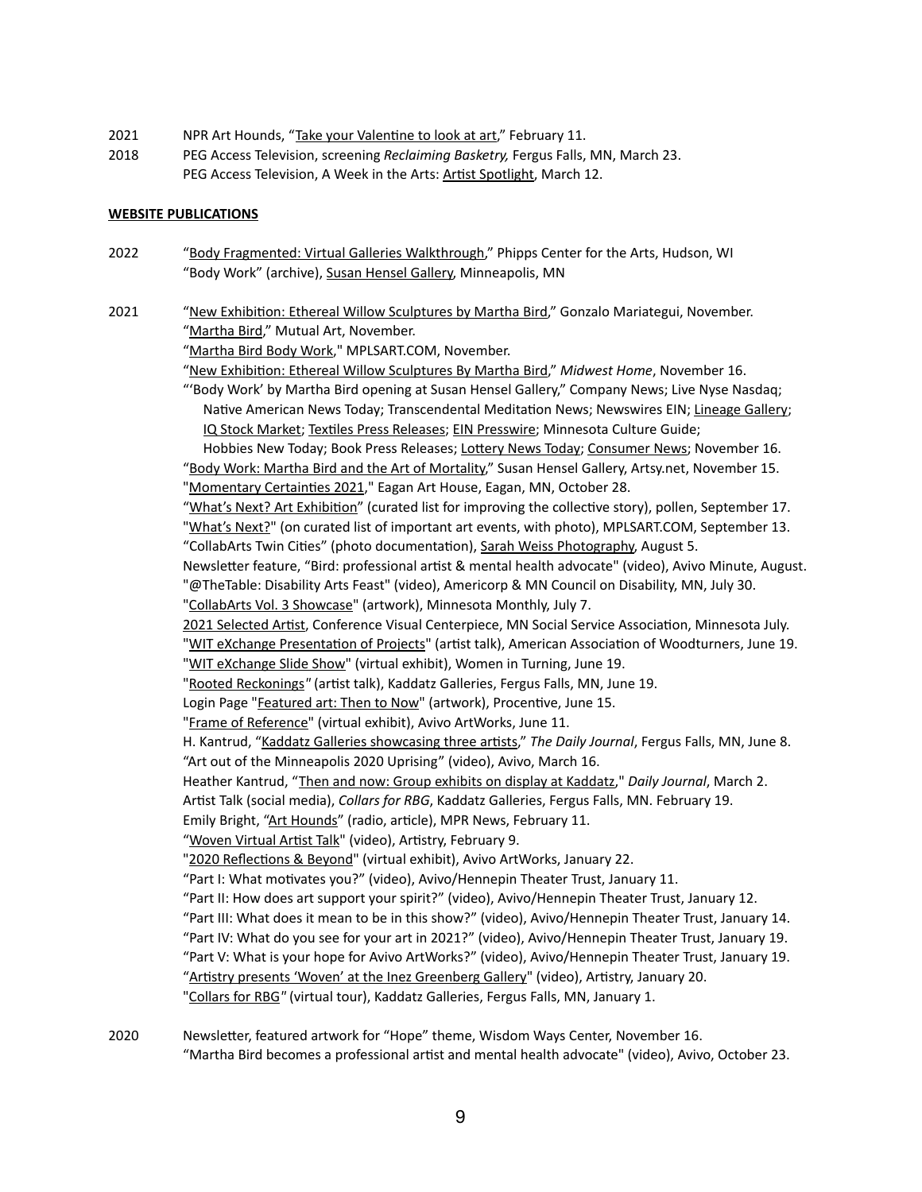2021 NPR Art Hounds, "Take your Valentine to look at art," February 11.

2018 PEG Access Television, screening *Reclaiming Basketry,* Fergus Falls, MN, March 23.
PEG Access Television, A Week in the Arts: Artist Spotlight, March 12.

**WEBSITE PUBLICATIONS**

2022 "Body Fragmented: Virtual Galleries Walkthrough," Phipps Center for the Arts, Hudson, WI
"Body Work" (archive), Susan Hensel Gallery, Minneapolis, MN

2021 "New Exhibition: Ethereal Willow Sculptures by Martha Bird," Gonzalo Mariategui, November.
"Martha Bird," Mutual Art, November.
"Martha Bird Body Work," MPLSART.COM, November.
"New Exhibition: Ethereal Willow Sculptures By Martha Bird," *Midwest Home*, November 16.
"'Body Work' by Martha Bird opening at Susan Hensel Gallery," Company News; Live Nyse Nasdaq; Native American News Today; Transcendental Meditation News; Newswires EIN; Lineage Gallery; IQ Stock Market; Textiles Press Releases; EIN Presswire; Minnesota Culture Guide; Hobbies New Today; Book Press Releases; Lottery News Today; Consumer News; November 16.
"Body Work: Martha Bird and the Art of Mortality," Susan Hensel Gallery, Artsy.net, November 15.
"Momentary Certainties 2021," Eagan Art House, Eagan, MN, October 28.
"What's Next? Art Exhibition" (curated list for improving the collective story), pollen, September 17.
"What's Next?" (on curated list of important art events, with photo), MPLSART.COM, September 13.
"CollabArts Twin Cities" (photo documentation), Sarah Weiss Photography, August 5.
Newsletter feature, "Bird: professional artist & mental health advocate" (video), Avivo Minute, August.
"@TheTable: Disability Arts Feast" (video), Americorp & MN Council on Disability, MN, July 30.
"CollabArts Vol. 3 Showcase" (artwork), Minnesota Monthly, July 7.
2021 Selected Artist, Conference Visual Centerpiece, MN Social Service Association, Minnesota July.
"WIT eXchange Presentation of Projects" (artist talk), American Association of Woodturners, June 19.
"WIT eXchange Slide Show" (virtual exhibit), Women in Turning, June 19.
"Rooted Reckonings" (artist talk), Kaddatz Galleries, Fergus Falls, MN, June 19.
Login Page "Featured art: Then to Now" (artwork), Procentive, June 15.
"Frame of Reference" (virtual exhibit), Avivo ArtWorks, June 11.
H. Kantrud, "Kaddatz Galleries showcasing three artists," *The Daily Journal*, Fergus Falls, MN, June 8.
"Art out of the Minneapolis 2020 Uprising" (video), Avivo, March 16.
Heather Kantrud, "Then and now: Group exhibits on display at Kaddatz," *Daily Journal*, March 2.
Artist Talk (social media), *Collars for RBG*, Kaddatz Galleries, Fergus Falls, MN. February 19.
Emily Bright, "Art Hounds" (radio, article), MPR News, February 11.
"Woven Virtual Artist Talk" (video), Artistry, February 9.
"2020 Reflections & Beyond" (virtual exhibit), Avivo ArtWorks, January 22.
"Part I: What motivates you?" (video), Avivo/Hennepin Theater Trust, January 11.
"Part II: How does art support your spirit?" (video), Avivo/Hennepin Theater Trust, January 12.
"Part III: What does it mean to be in this show?" (video), Avivo/Hennepin Theater Trust, January 14.
"Part IV: What do you see for your art in 2021?" (video), Avivo/Hennepin Theater Trust, January 19.
"Part V: What is your hope for Avivo ArtWorks?" (video), Avivo/Hennepin Theater Trust, January 19.
"Artistry presents 'Woven' at the Inez Greenberg Gallery" (video), Artistry, January 20.
"Collars for RBG" (virtual tour), Kaddatz Galleries, Fergus Falls, MN, January 1.

2020 Newsletter, featured artwork for "Hope" theme, Wisdom Ways Center, November 16.
"Martha Bird becomes a professional artist and mental health advocate" (video), Avivo, October 23.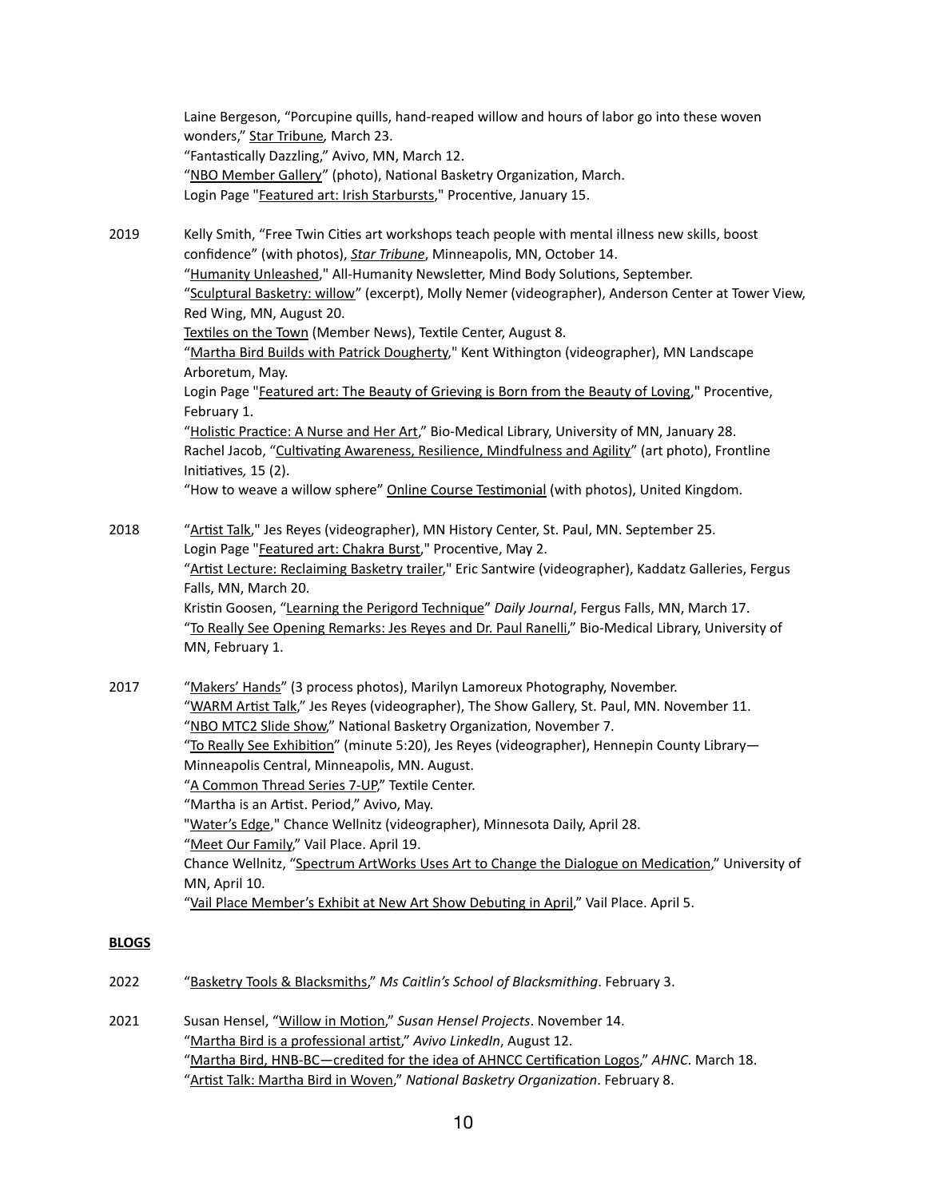Laine Bergeson, "Porcupine quills, hand-reaped willow and hours of labor go into these woven wonders," Star Tribune, March 23.
"Fantastically Dazzling," Avivo, MN, March 12.
"NBO Member Gallery" (photo), National Basketry Organization, March.
Login Page "Featured art: Irish Starbursts," Procentive, January 15.

2019 Kelly Smith, "Free Twin Cities art workshops teach people with mental illness new skills, boost confidence" (with photos), ***Star Tribune***, Minneapolis, MN, October 14.
"Humanity Unleashed," All-Humanity Newsletter, Mind Body Solutions, September.
"Sculptural Basketry: willow" (excerpt), Molly Nemer (videographer), Anderson Center at Tower View, Red Wing, MN, August 20.
Textiles on the Town (Member News), Textile Center, August 8.
"Martha Bird Builds with Patrick Dougherty," Kent Withington (videographer), MN Landscape Arboretum, May.
Login Page "Featured art: The Beauty of Grieving is Born from the Beauty of Loving," Procentive, February 1.
"Holistic Practice: A Nurse and Her Art," Bio-Medical Library, University of MN, January 28.
Rachel Jacob, "Cultivating Awareness, Resilience, Mindfulness and Agility" (art photo), Frontline Initiatives*,* 15 (2).
"How to weave a willow sphere" Online Course Testimonial (with photos), United Kingdom.

2018 "Artist Talk," Jes Reyes (videographer), MN History Center, St. Paul, MN. September 25.
Login Page "Featured art: Chakra Burst," Procentive, May 2.
"Artist Lecture: Reclaiming Basketry trailer," Eric Santwire (videographer), Kaddatz Galleries, Fergus Falls, MN, March 20.
Kristin Goosen, "Learning the Perigord Technique" *Daily Journal*, Fergus Falls, MN, March 17.
"To Really See Opening Remarks: Jes Reyes and Dr. Paul Ranelli," Bio-Medical Library, University of MN, February 1.

2017 "Makers' Hands" (3 process photos), Marilyn Lamoreux Photography, November.
"WARM Artist Talk," Jes Reyes (videographer), The Show Gallery, St. Paul, MN. November 11.
"NBO MTC2 Slide Show," National Basketry Organization, November 7.
"To Really See Exhibition" (minute 5:20), Jes Reyes (videographer), Hennepin County Library—Minneapolis Central, Minneapolis, MN. August.
"A Common Thread Series 7-UP," Textile Center.
"Martha is an Artist. Period," Avivo, May.
"Water's Edge," Chance Wellnitz (videographer), Minnesota Daily, April 28.
"Meet Our Family," Vail Place. April 19.
Chance Wellnitz, "Spectrum ArtWorks Uses Art to Change the Dialogue on Medication," University of MN, April 10.
"Vail Place Member's Exhibit at New Art Show Debuting in April," Vail Place. April 5.

**BLOGS**

2022 "Basketry Tools & Blacksmiths," *Ms Caitlin's School of Blacksmithing*. February 3.

2021 Susan Hensel, "Willow in Motion," *Susan Hensel Projects*. November 14.
"Martha Bird is a professional artist," *Avivo LinkedIn*, August 12.
"Martha Bird, HNB-BC—credited for the idea of AHNCC Certification Logos," *AHNC*. March 18.
"Artist Talk: Martha Bird in Woven," *National Basketry Organization*. February 8.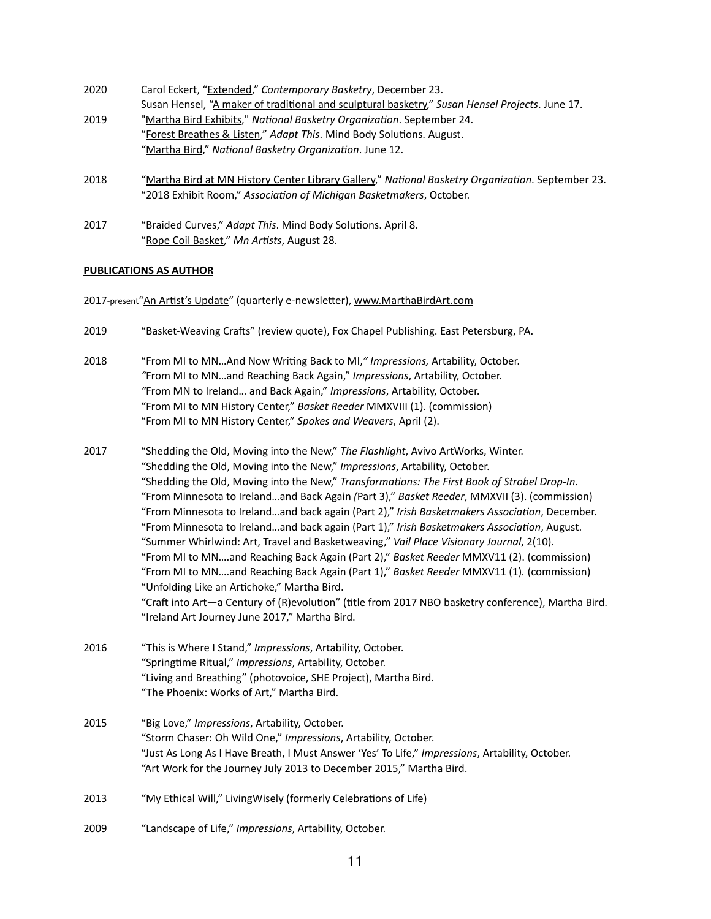2020 Carol Eckert, "Extended," *Contemporary Basketry*, December 23.
Susan Hensel, "A maker of traditional and sculptural basketry," *Susan Hensel Projects*. June 17.

2019 "Martha Bird Exhibits," *National Basketry Organization*. September 24.
"Forest Breathes & Listen," *Adapt This*. Mind Body Solutions. August.
"Martha Bird," *National Basketry Organization*. June 12.

2018 "Martha Bird at MN History Center Library Gallery," *National Basketry Organization*. September 23.
"2018 Exhibit Room," *Association of Michigan Basketmakers*, October.

2017 "Braided Curves," *Adapt This*. Mind Body Solutions. April 8.
"Rope Coil Basket," *Mn Artists*, August 28.

**PUBLICATIONS AS AUTHOR**

2017-present "An Artist's Update" (quarterly e-newsletter), www.MarthaBirdArt.com

2019 "Basket-Weaving Crafts" (review quote), Fox Chapel Publishing. East Petersburg, PA.

2018 "From MI to MN…And Now Writing Back to MI," *Impressions,* Artability, October.
"From MI to MN…and Reaching Back Again," *Impressions*, Artability, October.
"From MN to Ireland… and Back Again," *Impressions*, Artability, October.
"From MI to MN History Center," *Basket Reeder* MMXVIII (1). (commission)
"From MI to MN History Center," *Spokes and Weavers*, April (2).

2017 "Shedding the Old, Moving into the New," *The Flashlight*, Avivo ArtWorks, Winter.
"Shedding the Old, Moving into the New," *Impressions*, Artability, October.
"Shedding the Old, Moving into the New," *Transformations: The First Book of Strobel Drop-In*.
"From Minnesota to Ireland…and Back Again (Part 3)," *Basket Reeder*, MMXVII (3). (commission)
"From Minnesota to Ireland…and back again (Part 2)," *Irish Basketmakers Association*, December.
"From Minnesota to Ireland…and back again (Part 1)," *Irish Basketmakers Association*, August.
"Summer Whirlwind: Art, Travel and Basketweaving," *Vail Place Visionary Journal*, 2(10).
"From MI to MN….and Reaching Back Again (Part 2)," *Basket Reeder* MMXV11 (2). (commission)
"From MI to MN….and Reaching Back Again (Part 1)," *Basket Reeder* MMXV11 (1). (commission)
"Unfolding Like an Artichoke," Martha Bird.
"Craft into Art—a Century of (R)evolution" (title from 2017 NBO basketry conference), Martha Bird.
"Ireland Art Journey June 2017," Martha Bird.

2016 "This is Where I Stand," *Impressions*, Artability, October.
"Springtime Ritual," *Impressions*, Artability, October.
"Living and Breathing" (photovoice, SHE Project), Martha Bird.
"The Phoenix: Works of Art," Martha Bird.

2015 "Big Love," *Impressions*, Artability, October.
"Storm Chaser: Oh Wild One," *Impressions*, Artability, October.
"Just As Long As I Have Breath, I Must Answer 'Yes' To Life," *Impressions*, Artability, October.
"Art Work for the Journey July 2013 to December 2015," Martha Bird.

2013 "My Ethical Will," LivingWisely (formerly Celebrations of Life)

2009 "Landscape of Life," *Impressions*, Artability, October.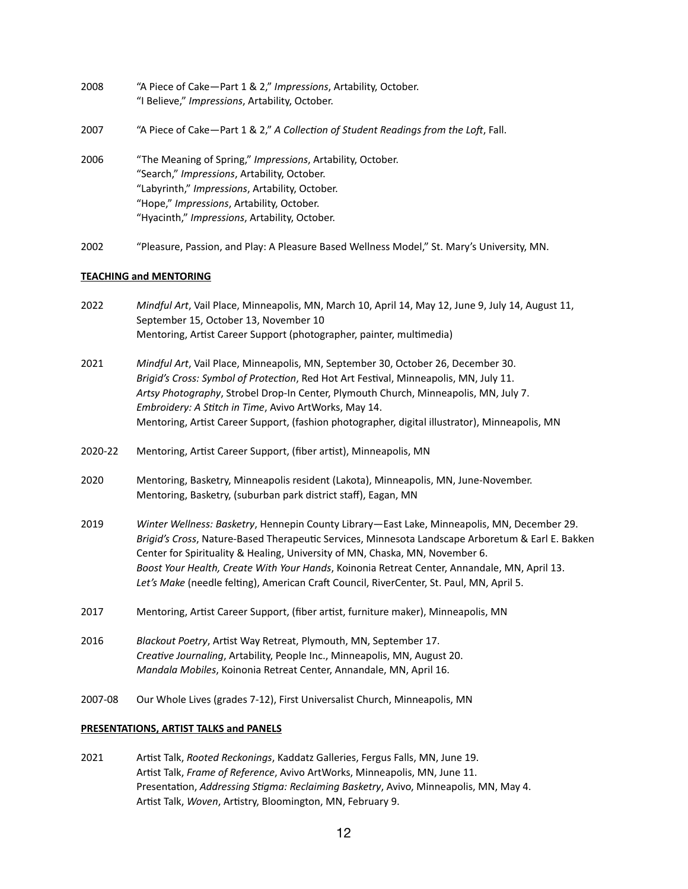2008 "A Piece of Cake—Part 1 & 2," *Impressions*, Artability, October.
"I Believe," *Impressions*, Artability, October.

2007 "A Piece of Cake—Part 1 & 2," *A Collection of Student Readings from the Loft*, Fall.

2006 "The Meaning of Spring," *Impressions*, Artability, October.
"Search," *Impressions*, Artability, October.
"Labyrinth," *Impressions*, Artability, October.
"Hope," *Impressions*, Artability, October.
"Hyacinth," *Impressions*, Artability, October.

2002 "Pleasure, Passion, and Play: A Pleasure Based Wellness Model," St. Mary's University, MN.

**TEACHING and MENTORING**

2022 *Mindful Art*, Vail Place, Minneapolis, MN, March 10, April 14, May 12, June 9, July 14, August 11, September 15, October 13, November 10
Mentoring, Artist Career Support (photographer, painter, multimedia)

2021 *Mindful Art*, Vail Place, Minneapolis, MN, September 30, October 26, December 30.
*Brigid's Cross: Symbol of Protection*, Red Hot Art Festival, Minneapolis, MN, July 11.
*Artsy Photography*, Strobel Drop-In Center, Plymouth Church, Minneapolis, MN, July 7.
*Embroidery: A Stitch in Time*, Avivo ArtWorks, May 14.
Mentoring, Artist Career Support, (fashion photographer, digital illustrator), Minneapolis, MN

2020-22 Mentoring, Artist Career Support, (fiber artist), Minneapolis, MN

2020 Mentoring, Basketry, Minneapolis resident (Lakota), Minneapolis, MN, June-November.
Mentoring, Basketry, (suburban park district staff), Eagan, MN

2019 *Winter Wellness: Basketry*, Hennepin County Library—East Lake, Minneapolis, MN, December 29.
*Brigid's Cross*, Nature-Based Therapeutic Services, Minnesota Landscape Arboretum & Earl E. Bakken Center for Spirituality & Healing, University of MN, Chaska, MN, November 6.
*Boost Your Health, Create With Your Hands*, Koinonia Retreat Center, Annandale, MN, April 13.
*Let's Make* (needle felting), American Craft Council, RiverCenter, St. Paul, MN, April 5.

2017 Mentoring, Artist Career Support, (fiber artist, furniture maker), Minneapolis, MN

2016 *Blackout Poetry*, Artist Way Retreat, Plymouth, MN, September 17.
*Creative Journaling*, Artability, People Inc., Minneapolis, MN, August 20.
*Mandala Mobiles*, Koinonia Retreat Center, Annandale, MN, April 16.

2007-08 Our Whole Lives (grades 7-12), First Universalist Church, Minneapolis, MN

**PRESENTATIONS, ARTIST TALKS and PANELS**

2021 Artist Talk, *Rooted Reckonings*, Kaddatz Galleries, Fergus Falls, MN, June 19.
Artist Talk, *Frame of Reference*, Avivo ArtWorks, Minneapolis, MN, June 11.
Presentation, *Addressing Stigma: Reclaiming Basketry*, Avivo, Minneapolis, MN, May 4.
Artist Talk, *Woven*, Artistry, Bloomington, MN, February 9.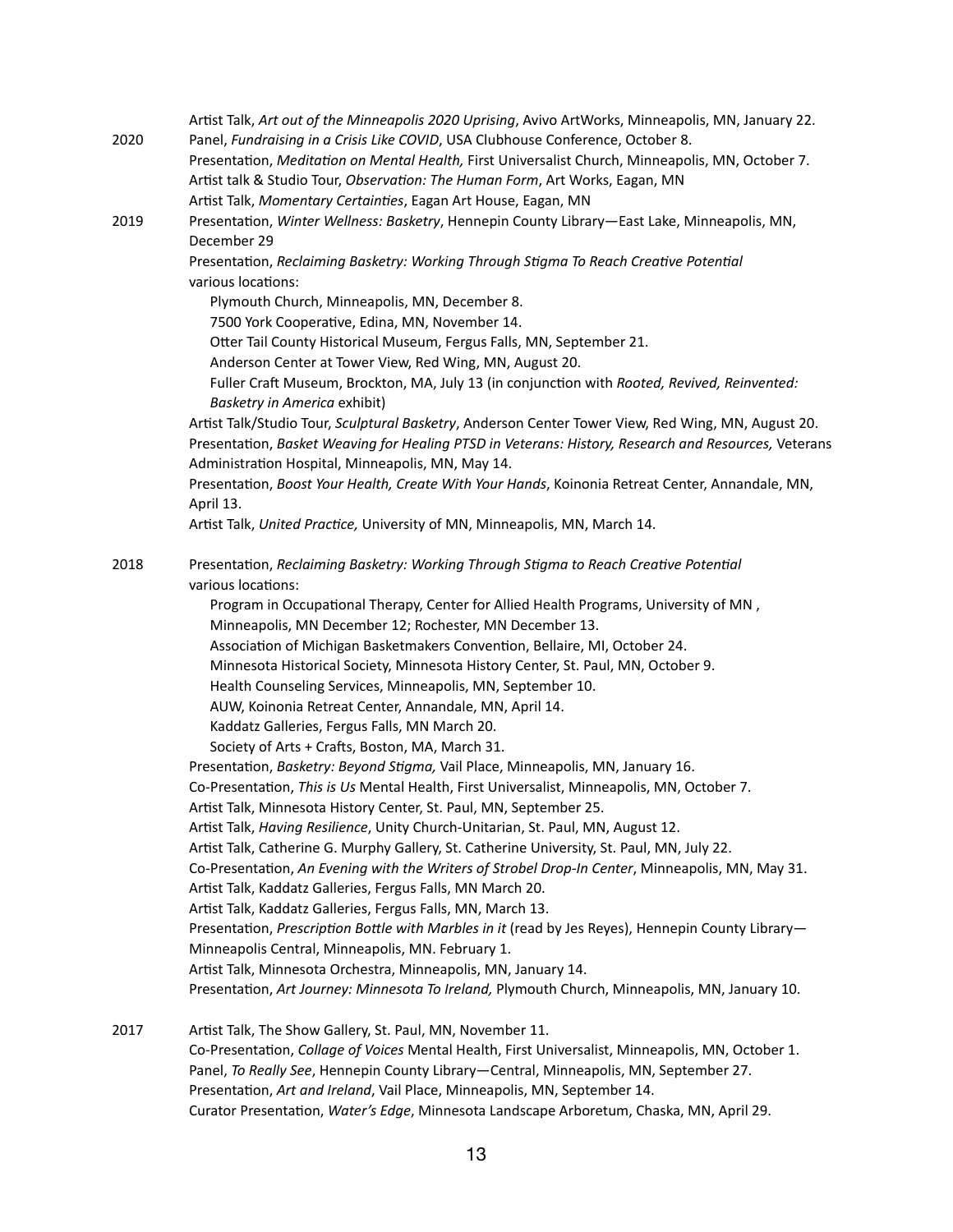Artist Talk, *Art out of the Minneapolis 2020 Uprising*, Avivo ArtWorks, Minneapolis, MN, January 22.

2020 Panel, *Fundraising in a Crisis Like COVID*, USA Clubhouse Conference, October 8.
Presentation, *Meditation on Mental Health,* First Universalist Church, Minneapolis, MN, October 7.
Artist talk & Studio Tour, *Observation: The Human Form*, Art Works, Eagan, MN
Artist Talk, *Momentary Certainties*, Eagan Art House, Eagan, MN

2019 Presentation, *Winter Wellness: Basketry*, Hennepin County Library—East Lake, Minneapolis, MN, December 29
Presentation, *Reclaiming Basketry: Working Through Stigma To Reach Creative Potential* various locations:
- Plymouth Church, Minneapolis, MN, December 8.
- 7500 York Cooperative, Edina, MN, November 14.
- Otter Tail County Historical Museum, Fergus Falls, MN, September 21.
- Anderson Center at Tower View, Red Wing, MN, August 20.
- Fuller Craft Museum, Brockton, MA, July 13 (in conjunction with *Rooted, Revived, Reinvented: Basketry in America* exhibit)

Artist Talk/Studio Tour, *Sculptural Basketry*, Anderson Center Tower View, Red Wing, MN, August 20.
Presentation, *Basket Weaving for Healing PTSD in Veterans: History, Research and Resources,* Veterans Administration Hospital, Minneapolis, MN, May 14.
Presentation, *Boost Your Health, Create With Your Hands*, Koinonia Retreat Center, Annandale, MN, April 13.
Artist Talk, *United Practice,* University of MN, Minneapolis, MN, March 14.

2018 Presentation, *Reclaiming Basketry: Working Through Stigma to Reach Creative Potential* various locations:
- Program in Occupational Therapy, Center for Allied Health Programs, University of MN , Minneapolis, MN December 12; Rochester, MN December 13.
- Association of Michigan Basketmakers Convention, Bellaire, MI, October 24.
- Minnesota Historical Society, Minnesota History Center, St. Paul, MN, October 9.
- Health Counseling Services, Minneapolis, MN, September 10.
- AUW, Koinonia Retreat Center, Annandale, MN, April 14.
- Kaddatz Galleries, Fergus Falls, MN March 20.
- Society of Arts + Crafts, Boston, MA, March 31.

Presentation, *Basketry: Beyond Stigma,* Vail Place, Minneapolis, MN, January 16.
Co-Presentation, *This is Us* Mental Health, First Universalist, Minneapolis, MN, October 7.
Artist Talk, Minnesota History Center, St. Paul, MN, September 25.
Artist Talk, *Having Resilience*, Unity Church-Unitarian, St. Paul, MN, August 12.
Artist Talk, Catherine G. Murphy Gallery, St. Catherine University, St. Paul, MN, July 22.
Co-Presentation, *An Evening with the Writers of Strobel Drop-In Center*, Minneapolis, MN, May 31.
Artist Talk, Kaddatz Galleries, Fergus Falls, MN March 20.
Artist Talk, Kaddatz Galleries, Fergus Falls, MN, March 13.
Presentation, *Prescription Bottle with Marbles in it* (read by Jes Reyes), Hennepin County Library—Minneapolis Central, Minneapolis, MN. February 1.
Artist Talk, Minnesota Orchestra, Minneapolis, MN, January 14.
Presentation, *Art Journey: Minnesota To Ireland,* Plymouth Church, Minneapolis, MN, January 10.

2017 Artist Talk, The Show Gallery, St. Paul, MN, November 11.
Co-Presentation, *Collage of Voices* Mental Health, First Universalist, Minneapolis, MN, October 1.
Panel, *To Really See*, Hennepin County Library—Central, Minneapolis, MN, September 27.
Presentation, *Art and Ireland*, Vail Place, Minneapolis, MN, September 14.
Curator Presentation, *Water's Edge*, Minnesota Landscape Arboretum, Chaska, MN, April 29.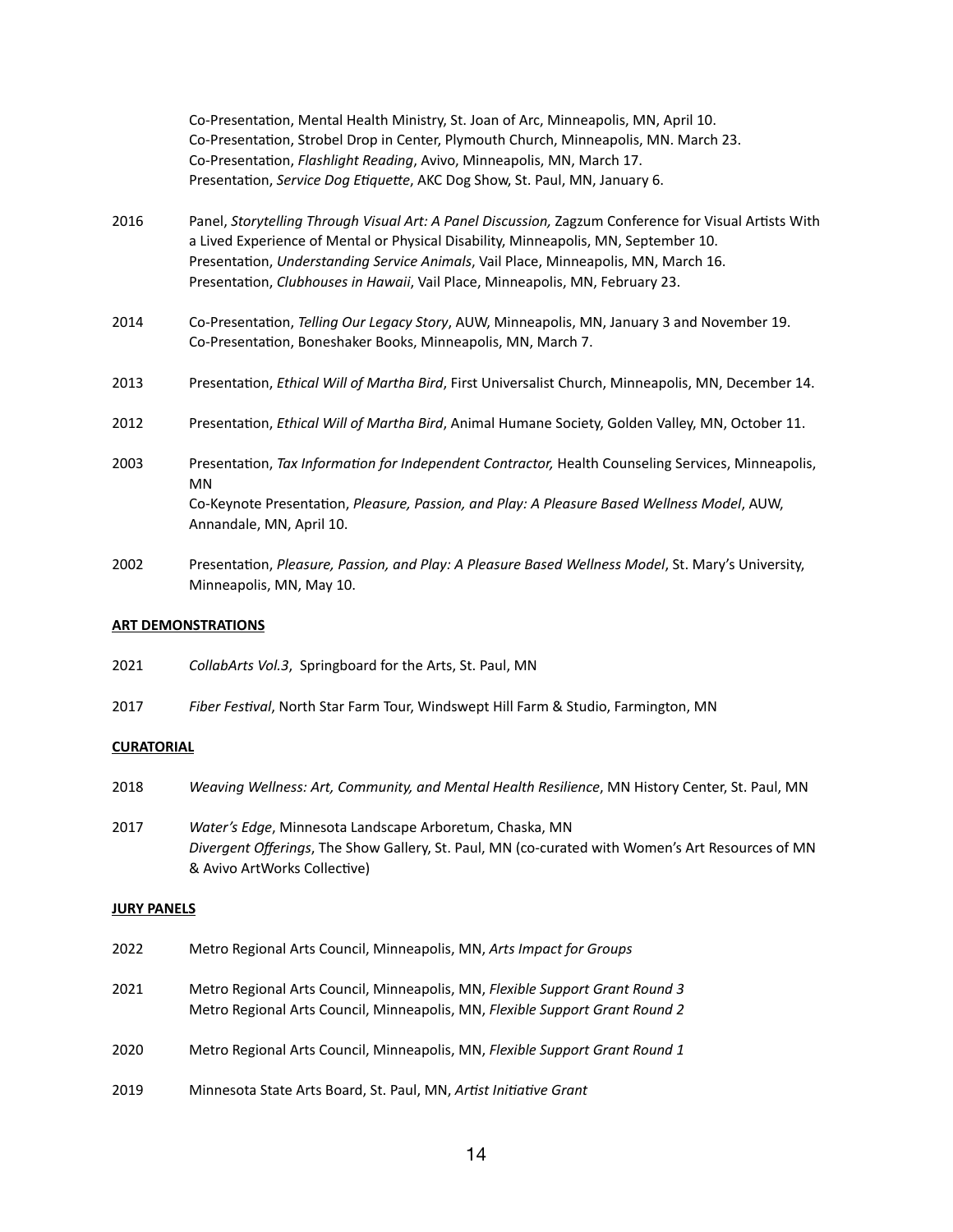Co-Presentation, Mental Health Ministry, St. Joan of Arc, Minneapolis, MN, April 10.
Co-Presentation, Strobel Drop in Center, Plymouth Church, Minneapolis, MN. March 23.
Co-Presentation, *Flashlight Reading*, Avivo, Minneapolis, MN, March 17.
Presentation, *Service Dog Etiquette*, AKC Dog Show, St. Paul, MN, January 6.

2016 Panel, *Storytelling Through Visual Art: A Panel Discussion,* Zagzum Conference for Visual Artists With a Lived Experience of Mental or Physical Disability, Minneapolis, MN, September 10.
Presentation, *Understanding Service Animals*, Vail Place, Minneapolis, MN, March 16.
Presentation, *Clubhouses in Hawaii*, Vail Place, Minneapolis, MN, February 23.

2014 Co-Presentation, *Telling Our Legacy Story*, AUW, Minneapolis, MN, January 3 and November 19.
Co-Presentation, Boneshaker Books, Minneapolis, MN, March 7.

2013 Presentation, *Ethical Will of Martha Bird*, First Universalist Church, Minneapolis, MN, December 14.

2012 Presentation, *Ethical Will of Martha Bird*, Animal Humane Society, Golden Valley, MN, October 11.

2003 Presentation, *Tax Information for Independent Contractor,* Health Counseling Services, Minneapolis, MN
Co-Keynote Presentation, *Pleasure, Passion, and Play: A Pleasure Based Wellness Model*, AUW, Annandale, MN, April 10.

2002 Presentation, *Pleasure, Passion, and Play: A Pleasure Based Wellness Model*, St. Mary's University, Minneapolis, MN, May 10.

**ART DEMONSTRATIONS**

2021 *CollabArts Vol.3*, Springboard for the Arts, St. Paul, MN

2017 *Fiber Festival*, North Star Farm Tour, Windswept Hill Farm & Studio, Farmington, MN

**CURATORIAL**

2018 *Weaving Wellness: Art, Community, and Mental Health Resilience*, MN History Center, St. Paul, MN

2017 *Water's Edge*, Minnesota Landscape Arboretum, Chaska, MN
*Divergent Offerings*, The Show Gallery, St. Paul, MN (co-curated with Women's Art Resources of MN & Avivo ArtWorks Collective)

**JURY PANELS**

2022 Metro Regional Arts Council, Minneapolis, MN, *Arts Impact for Groups*

2021 Metro Regional Arts Council, Minneapolis, MN, *Flexible Support Grant Round 3*
Metro Regional Arts Council, Minneapolis, MN, *Flexible Support Grant Round 2*

2020 Metro Regional Arts Council, Minneapolis, MN, *Flexible Support Grant Round 1*

2019 Minnesota State Arts Board, St. Paul, MN, *Artist Initiative Grant*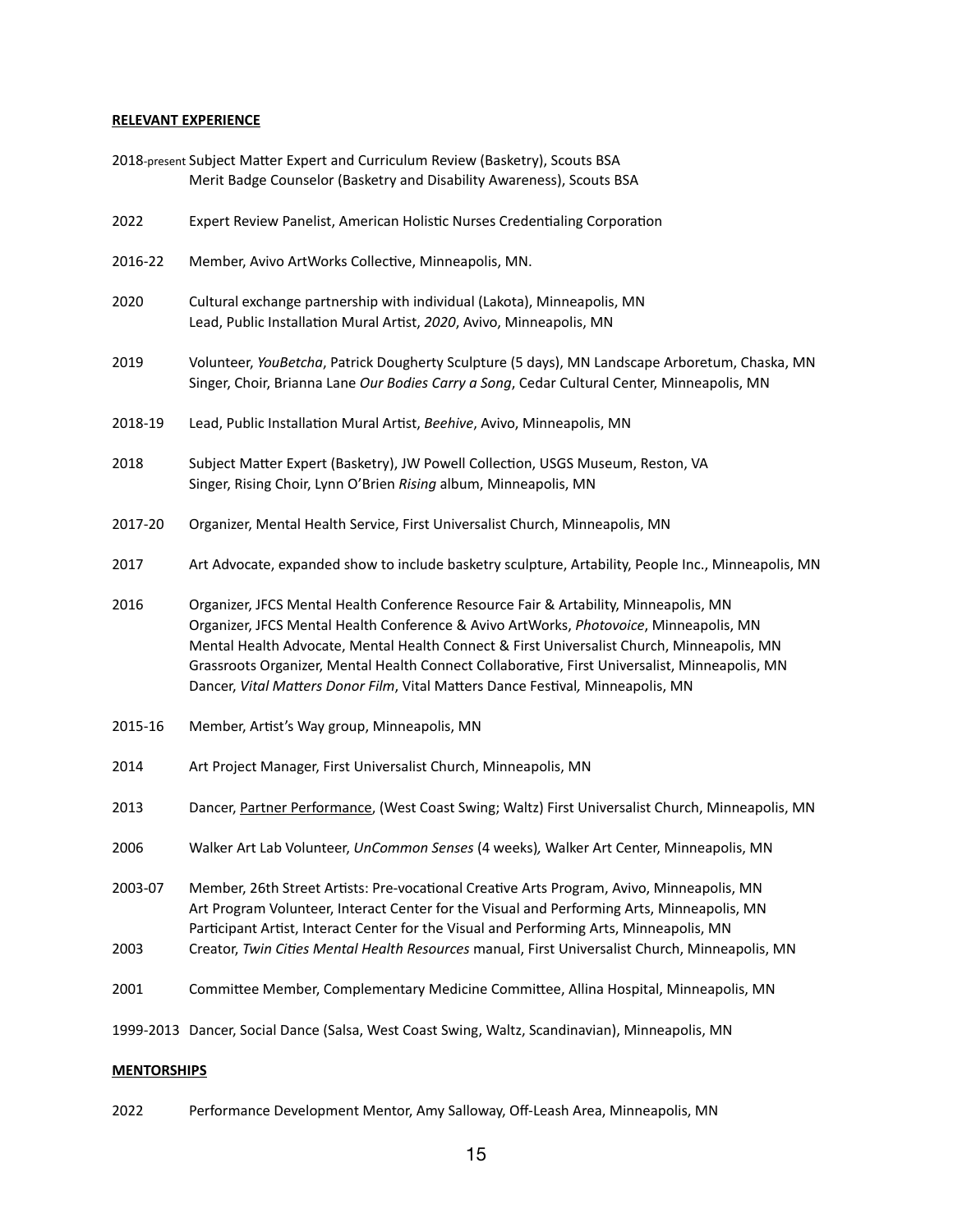**RELEVANT EXPERIENCE**

2018-present Subject Matter Expert and Curriculum Review (Basketry), Scouts BSA
Merit Badge Counselor (Basketry and Disability Awareness), Scouts BSA

2022 Expert Review Panelist, American Holistic Nurses Credentialing Corporation

2016-22 Member, Avivo ArtWorks Collective, Minneapolis, MN.

2020 Cultural exchange partnership with individual (Lakota), Minneapolis, MN
Lead, Public Installation Mural Artist, *2020*, Avivo, Minneapolis, MN

2019 Volunteer, *YouBetcha*, Patrick Dougherty Sculpture (5 days), MN Landscape Arboretum, Chaska, MN
Singer, Choir, Brianna Lane *Our Bodies Carry a Song*, Cedar Cultural Center, Minneapolis, MN

2018-19 Lead, Public Installation Mural Artist, *Beehive*, Avivo, Minneapolis, MN

2018 Subject Matter Expert (Basketry), JW Powell Collection, USGS Museum, Reston, VA
Singer, Rising Choir, Lynn O'Brien *Rising* album, Minneapolis, MN

2017-20 Organizer, Mental Health Service, First Universalist Church, Minneapolis, MN

2017 Art Advocate, expanded show to include basketry sculpture, Artability, People Inc., Minneapolis, MN

2016 Organizer, JFCS Mental Health Conference Resource Fair & Artability, Minneapolis, MN
Organizer, JFCS Mental Health Conference & Avivo ArtWorks, *Photovoice*, Minneapolis, MN
Mental Health Advocate, Mental Health Connect & First Universalist Church, Minneapolis, MN
Grassroots Organizer, Mental Health Connect Collaborative, First Universalist, Minneapolis, MN
Dancer, *Vital Matters Donor Film*, Vital Matters Dance Festival, Minneapolis, MN

2015-16 Member, Artist's Way group, Minneapolis, MN

2014 Art Project Manager, First Universalist Church, Minneapolis, MN

2013 Dancer, Partner Performance, (West Coast Swing; Waltz) First Universalist Church, Minneapolis, MN

2006 Walker Art Lab Volunteer, *UnCommon Senses* (4 weeks), Walker Art Center, Minneapolis, MN

2003-07 Member, 26th Street Artists: Pre-vocational Creative Arts Program, Avivo, Minneapolis, MN
Art Program Volunteer, Interact Center for the Visual and Performing Arts, Minneapolis, MN
Participant Artist, Interact Center for the Visual and Performing Arts, Minneapolis, MN

2003 Creator, *Twin Cities Mental Health Resources* manual, First Universalist Church, Minneapolis, MN

2001 Committee Member, Complementary Medicine Committee, Allina Hospital, Minneapolis, MN

1999-2013 Dancer, Social Dance (Salsa, West Coast Swing, Waltz, Scandinavian), Minneapolis, MN

**MENTORSHIPS**

2022 Performance Development Mentor, Amy Salloway, Off-Leash Area, Minneapolis, MN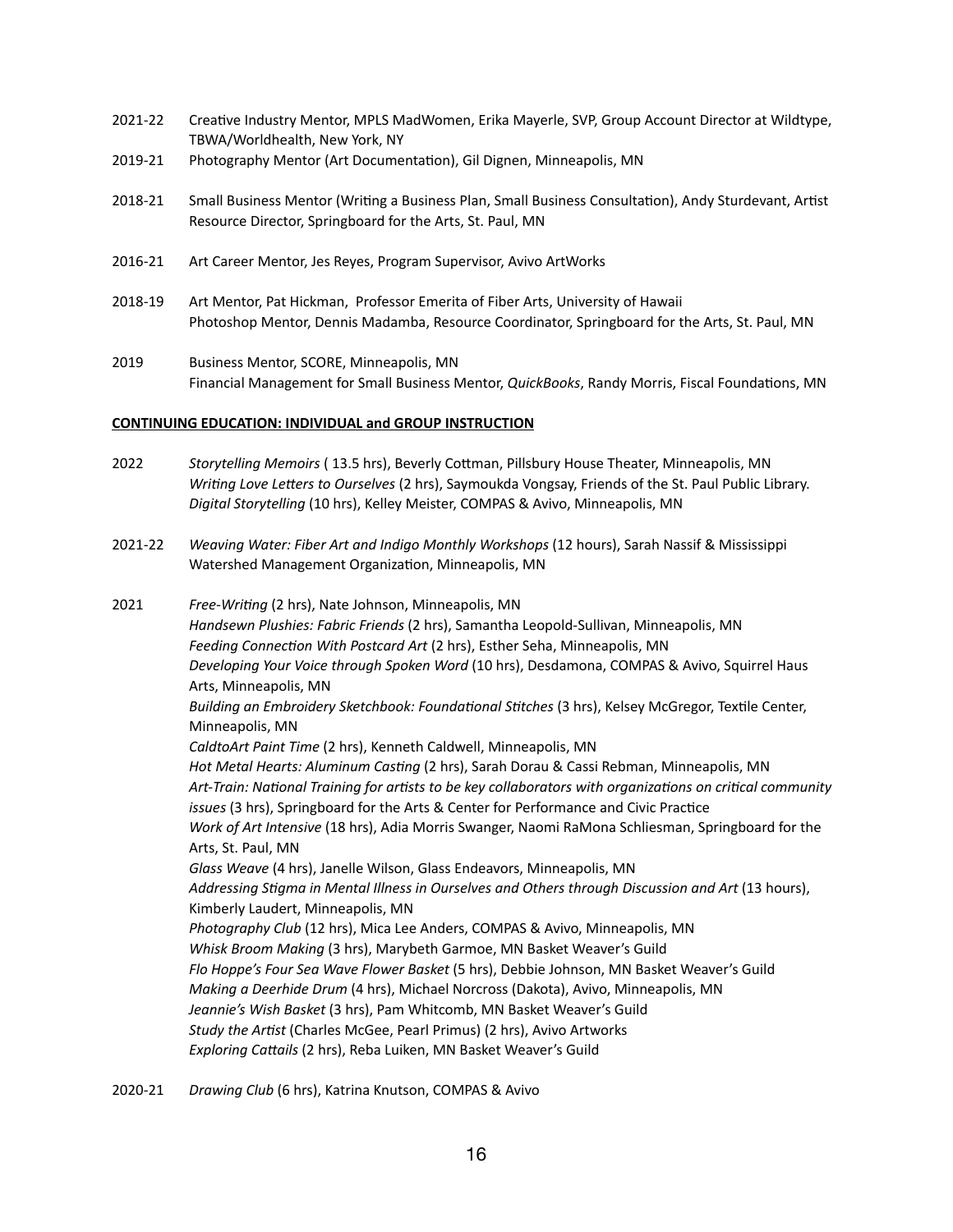2021-22 Creative Industry Mentor, MPLS MadWomen, Erika Mayerle, SVP, Group Account Director at Wildtype, TBWA/Worldhealth, New York, NY

2019-21 Photography Mentor (Art Documentation), Gil Dignen, Minneapolis, MN

2018-21 Small Business Mentor (Writing a Business Plan, Small Business Consultation), Andy Sturdevant, Artist Resource Director, Springboard for the Arts, St. Paul, MN

2016-21 Art Career Mentor, Jes Reyes, Program Supervisor, Avivo ArtWorks

2018-19 Art Mentor, Pat Hickman, Professor Emerita of Fiber Arts, University of Hawaii
Photoshop Mentor, Dennis Madamba, Resource Coordinator, Springboard for the Arts, St. Paul, MN

2019 Business Mentor, SCORE, Minneapolis, MN
Financial Management for Small Business Mentor, *QuickBooks*, Randy Morris, Fiscal Foundations, MN

**CONTINUING EDUCATION: INDIVIDUAL and GROUP INSTRUCTION**

2022 *Storytelling Memoirs* ( 13.5 hrs), Beverly Cottman, Pillsbury House Theater, Minneapolis, MN
*Writing Love Letters to Ourselves* (2 hrs), Saymoukda Vongsay, Friends of the St. Paul Public Library.
*Digital Storytelling* (10 hrs), Kelley Meister, COMPAS & Avivo, Minneapolis, MN

2021-22 *Weaving Water: Fiber Art and Indigo Monthly Workshops* (12 hours), Sarah Nassif & Mississippi Watershed Management Organization, Minneapolis, MN

2021 *Free-Writing* (2 hrs), Nate Johnson, Minneapolis, MN
*Handsewn Plushies: Fabric Friends* (2 hrs), Samantha Leopold-Sullivan, Minneapolis, MN
*Feeding Connection With Postcard Art* (2 hrs), Esther Seha, Minneapolis, MN
*Developing Your Voice through Spoken Word* (10 hrs), Desdamona, COMPAS & Avivo, Squirrel Haus Arts, Minneapolis, MN
*Building an Embroidery Sketchbook: Foundational Stitches* (3 hrs), Kelsey McGregor, Textile Center, Minneapolis, MN
*CaldtoArt Paint Time* (2 hrs), Kenneth Caldwell, Minneapolis, MN
*Hot Metal Hearts: Aluminum Casting* (2 hrs), Sarah Dorau & Cassi Rebman, Minneapolis, MN
*Art-Train: National Training for artists to be key collaborators with organizations on critical community issues* (3 hrs), Springboard for the Arts & Center for Performance and Civic Practice
*Work of Art Intensive* (18 hrs), Adia Morris Swanger, Naomi RaMona Schliesman, Springboard for the Arts, St. Paul, MN
*Glass Weave* (4 hrs), Janelle Wilson, Glass Endeavors, Minneapolis, MN
*Addressing Stigma in Mental Illness in Ourselves and Others through Discussion and Art* (13 hours), Kimberly Laudert, Minneapolis, MN
*Photography Club* (12 hrs), Mica Lee Anders, COMPAS & Avivo, Minneapolis, MN
*Whisk Broom Making* (3 hrs), Marybeth Garmoe, MN Basket Weaver's Guild
*Flo Hoppe's Four Sea Wave Flower Basket* (5 hrs), Debbie Johnson, MN Basket Weaver's Guild
*Making a Deerhide Drum* (4 hrs), Michael Norcross (Dakota), Avivo, Minneapolis, MN
*Jeannie's Wish Basket* (3 hrs), Pam Whitcomb, MN Basket Weaver's Guild
*Study the Artist* (Charles McGee, Pearl Primus) (2 hrs), Avivo Artworks
*Exploring Cattails* (2 hrs), Reba Luiken, MN Basket Weaver's Guild

2020-21 *Drawing Club* (6 hrs), Katrina Knutson, COMPAS & Avivo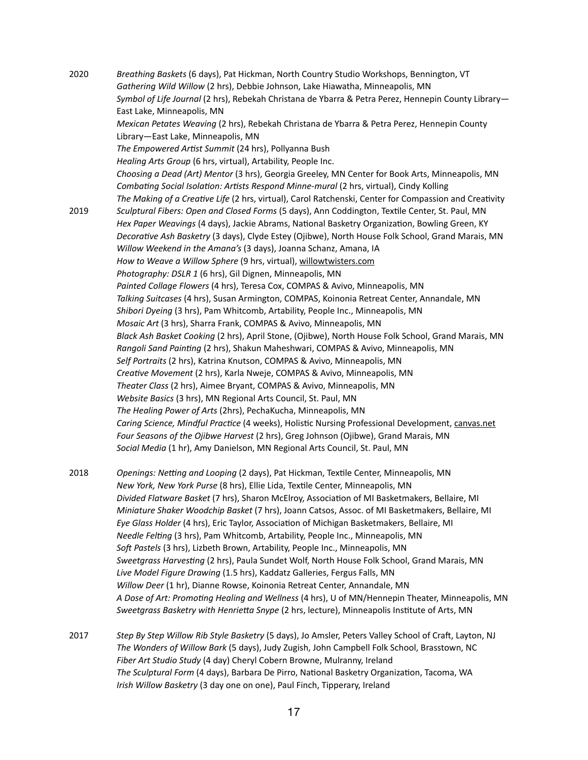2020

*Breathing Baskets* (6 days), Pat Hickman, North Country Studio Workshops, Bennington, VT
*Gathering Wild Willow* (2 hrs), Debbie Johnson, Lake Hiawatha, Minneapolis, MN
*Symbol of Life Journal* (2 hrs), Rebekah Christana de Ybarra & Petra Perez, Hennepin County Library—East Lake, Minneapolis, MN
*Mexican Petates Weaving* (2 hrs), Rebekah Christana de Ybarra & Petra Perez, Hennepin County Library—East Lake, Minneapolis, MN
*The Empowered Artist Summit* (24 hrs), Pollyanna Bush
*Healing Arts Group* (6 hrs, virtual), Artability, People Inc.
*Choosing a Dead (Art) Mentor* (3 hrs), Georgia Greeley, MN Center for Book Arts, Minneapolis, MN
*Combating Social Isolation: Artists Respond Minne-mural* (2 hrs, virtual), Cindy Kolling
*The Making of a Creative Life* (2 hrs, virtual), Carol Ratchenski, Center for Compassion and Creativity

2019

*Sculptural Fibers: Open and Closed Forms* (5 days), Ann Coddington, Textile Center, St. Paul, MN
*Hex Paper Weavings* (4 days), Jackie Abrams, National Basketry Organization, Bowling Green, KY
*Decorative Ash Basketry* (3 days), Clyde Estey (Ojibwe), North House Folk School, Grand Marais, MN
*Willow Weekend in the Amana's* (3 days), Joanna Schanz, Amana, IA
*How to Weave a Willow Sphere* (9 hrs, virtual), willowtwisters.com
*Photography: DSLR 1* (6 hrs), Gil Dignen, Minneapolis, MN
*Painted Collage Flowers* (4 hrs), Teresa Cox, COMPAS & Avivo, Minneapolis, MN
*Talking Suitcases* (4 hrs), Susan Armington, COMPAS, Koinonia Retreat Center, Annandale, MN
*Shibori Dyeing* (3 hrs), Pam Whitcomb, Artability, People Inc., Minneapolis, MN
*Mosaic Art* (3 hrs), Sharra Frank, COMPAS & Avivo, Minneapolis, MN
*Black Ash Basket Cooking* (2 hrs), April Stone, (Ojibwe), North House Folk School, Grand Marais, MN
*Rangoli Sand Painting* (2 hrs), Shakun Maheshwari, COMPAS & Avivo, Minneapolis, MN
*Self Portraits* (2 hrs), Katrina Knutson, COMPAS & Avivo, Minneapolis, MN
*Creative Movement* (2 hrs), Karla Nweje, COMPAS & Avivo, Minneapolis, MN
*Theater Class* (2 hrs), Aimee Bryant, COMPAS & Avivo, Minneapolis, MN
*Website Basics* (3 hrs), MN Regional Arts Council, St. Paul, MN
*The Healing Power of Arts* (2hrs), PechaKucha, Minneapolis, MN
*Caring Science, Mindful Practice* (4 weeks), Holistic Nursing Professional Development, canvas.net
*Four Seasons of the Ojibwe Harvest* (2 hrs), Greg Johnson (Ojibwe), Grand Marais, MN
*Social Media* (1 hr), Amy Danielson, MN Regional Arts Council, St. Paul, MN

2018

*Openings: Netting and Looping* (2 days), Pat Hickman, Textile Center, Minneapolis, MN
*New York, New York Purse* (8 hrs), Ellie Lida, Textile Center, Minneapolis, MN
*Divided Flatware Basket* (7 hrs), Sharon McElroy, Association of MI Basketmakers, Bellaire, MI
*Miniature Shaker Woodchip Basket* (7 hrs), Joann Catsos, Assoc. of MI Basketmakers, Bellaire, MI
*Eye Glass Holder* (4 hrs), Eric Taylor, Association of Michigan Basketmakers, Bellaire, MI
*Needle Felting* (3 hrs), Pam Whitcomb, Artability, People Inc., Minneapolis, MN
*Soft Pastels* (3 hrs), Lizbeth Brown, Artability, People Inc., Minneapolis, MN
*Sweetgrass Harvesting* (2 hrs), Paula Sundet Wolf, North House Folk School, Grand Marais, MN
*Live Model Figure Drawing* (1.5 hrs), Kaddatz Galleries, Fergus Falls, MN
*Willow Deer* (1 hr), Dianne Rowse, Koinonia Retreat Center, Annandale, MN
*A Dose of Art: Promoting Healing and Wellness* (4 hrs), U of MN/Hennepin Theater, Minneapolis, MN
*Sweetgrass Basketry with Henrietta Snype* (2 hrs, lecture), Minneapolis Institute of Arts, MN

2017

*Step By Step Willow Rib Style Basketry* (5 days), Jo Amsler, Peters Valley School of Craft, Layton, NJ
*The Wonders of Willow Bark* (5 days), Judy Zugish, John Campbell Folk School, Brasstown, NC
*Fiber Art Studio Study* (4 day) Cheryl Cobern Browne, Mulranny, Ireland
*The Sculptural Form* (4 days), Barbara De Pirro, National Basketry Organization, Tacoma, WA
*Irish Willow Basketry* (3 day one on one), Paul Finch, Tipperary, Ireland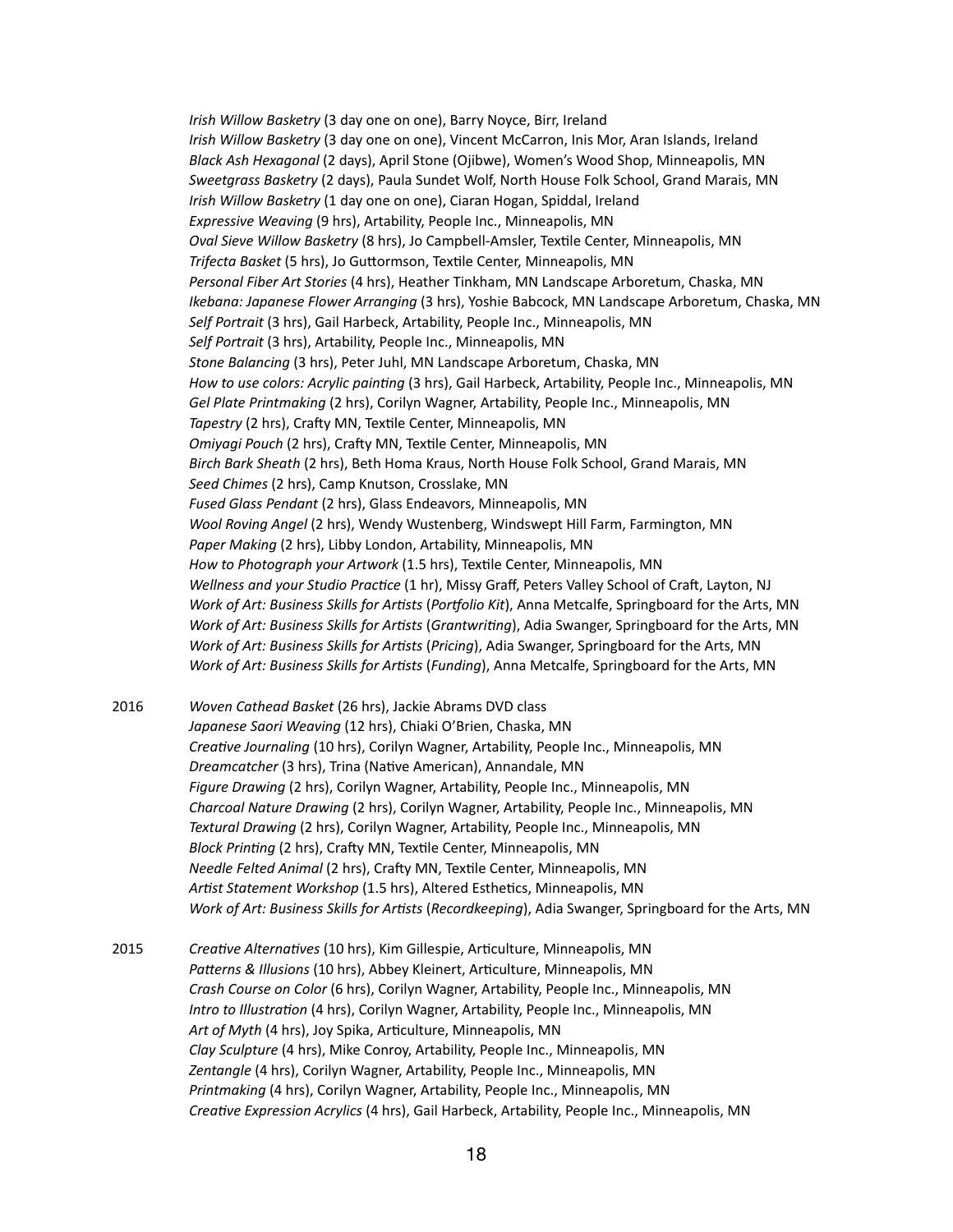*Irish Willow Basketry* (3 day one on one), Barry Noyce, Birr, Ireland
*Irish Willow Basketry* (3 day one on one), Vincent McCarron, Inis Mor, Aran Islands, Ireland
*Black Ash Hexagonal* (2 days), April Stone (Ojibwe), Women's Wood Shop, Minneapolis, MN
*Sweetgrass Basketry* (2 days), Paula Sundet Wolf, North House Folk School, Grand Marais, MN
*Irish Willow Basketry* (1 day one on one), Ciaran Hogan, Spiddal, Ireland
*Expressive Weaving* (9 hrs), Artability, People Inc., Minneapolis, MN
*Oval Sieve Willow Basketry* (8 hrs), Jo Campbell-Amsler, Textile Center, Minneapolis, MN
*Trifecta Basket* (5 hrs), Jo Guttormson, Textile Center, Minneapolis, MN
*Personal Fiber Art Stories* (4 hrs), Heather Tinkham, MN Landscape Arboretum, Chaska, MN
*Ikebana: Japanese Flower Arranging* (3 hrs), Yoshie Babcock, MN Landscape Arboretum, Chaska, MN
*Self Portrait* (3 hrs), Gail Harbeck, Artability, People Inc., Minneapolis, MN
*Self Portrait* (3 hrs), Artability, People Inc., Minneapolis, MN
*Stone Balancing* (3 hrs), Peter Juhl, MN Landscape Arboretum, Chaska, MN
*How to use colors: Acrylic painting* (3 hrs), Gail Harbeck, Artability, People Inc., Minneapolis, MN
*Gel Plate Printmaking* (2 hrs), Corilyn Wagner, Artability, People Inc., Minneapolis, MN
*Tapestry* (2 hrs), Crafty MN, Textile Center, Minneapolis, MN
*Omiyagi Pouch* (2 hrs), Crafty MN, Textile Center, Minneapolis, MN
*Birch Bark Sheath* (2 hrs), Beth Homa Kraus, North House Folk School, Grand Marais, MN
*Seed Chimes* (2 hrs), Camp Knutson, Crosslake, MN
*Fused Glass Pendant* (2 hrs), Glass Endeavors, Minneapolis, MN
*Wool Roving Angel* (2 hrs), Wendy Wustenberg, Windswept Hill Farm, Farmington, MN
*Paper Making* (2 hrs), Libby London, Artability, Minneapolis, MN
*How to Photograph your Artwork* (1.5 hrs), Textile Center, Minneapolis, MN
*Wellness and your Studio Practice* (1 hr), Missy Graff, Peters Valley School of Craft, Layton, NJ
*Work of Art: Business Skills for Artists* (*Portfolio Kit*), Anna Metcalfe, Springboard for the Arts, MN
*Work of Art: Business Skills for Artists* (*Grantwriting*), Adia Swanger, Springboard for the Arts, MN
*Work of Art: Business Skills for Artists* (*Pricing*), Adia Swanger, Springboard for the Arts, MN
*Work of Art: Business Skills for Artists* (*Funding*), Anna Metcalfe, Springboard for the Arts, MN

2016
*Woven Cathead Basket* (26 hrs), Jackie Abrams DVD class
*Japanese Saori Weaving* (12 hrs), Chiaki O'Brien, Chaska, MN
*Creative Journaling* (10 hrs), Corilyn Wagner, Artability, People Inc., Minneapolis, MN
*Dreamcatcher* (3 hrs), Trina (Native American), Annandale, MN
*Figure Drawing* (2 hrs), Corilyn Wagner, Artability, People Inc., Minneapolis, MN
*Charcoal Nature Drawing* (2 hrs), Corilyn Wagner, Artability, People Inc., Minneapolis, MN
*Textural Drawing* (2 hrs), Corilyn Wagner, Artability, People Inc., Minneapolis, MN
*Block Printing* (2 hrs), Crafty MN, Textile Center, Minneapolis, MN
*Needle Felted Animal* (2 hrs), Crafty MN, Textile Center, Minneapolis, MN
*Artist Statement Workshop* (1.5 hrs), Altered Esthetics, Minneapolis, MN
*Work of Art: Business Skills for Artists* (*Recordkeeping*), Adia Swanger, Springboard for the Arts, MN

2015
*Creative Alternatives* (10 hrs), Kim Gillespie, Articulture, Minneapolis, MN
*Patterns & Illusions* (10 hrs), Abbey Kleinert, Articulture, Minneapolis, MN
*Crash Course on Color* (6 hrs), Corilyn Wagner, Artability, People Inc., Minneapolis, MN
*Intro to Illustration* (4 hrs), Corilyn Wagner, Artability, People Inc., Minneapolis, MN
*Art of Myth* (4 hrs), Joy Spika, Articulture, Minneapolis, MN
*Clay Sculpture* (4 hrs), Mike Conroy, Artability, People Inc., Minneapolis, MN
*Zentangle* (4 hrs), Corilyn Wagner, Artability, People Inc., Minneapolis, MN
*Printmaking* (4 hrs), Corilyn Wagner, Artability, People Inc., Minneapolis, MN
*Creative Expression Acrylics* (4 hrs), Gail Harbeck, Artability, People Inc., Minneapolis, MN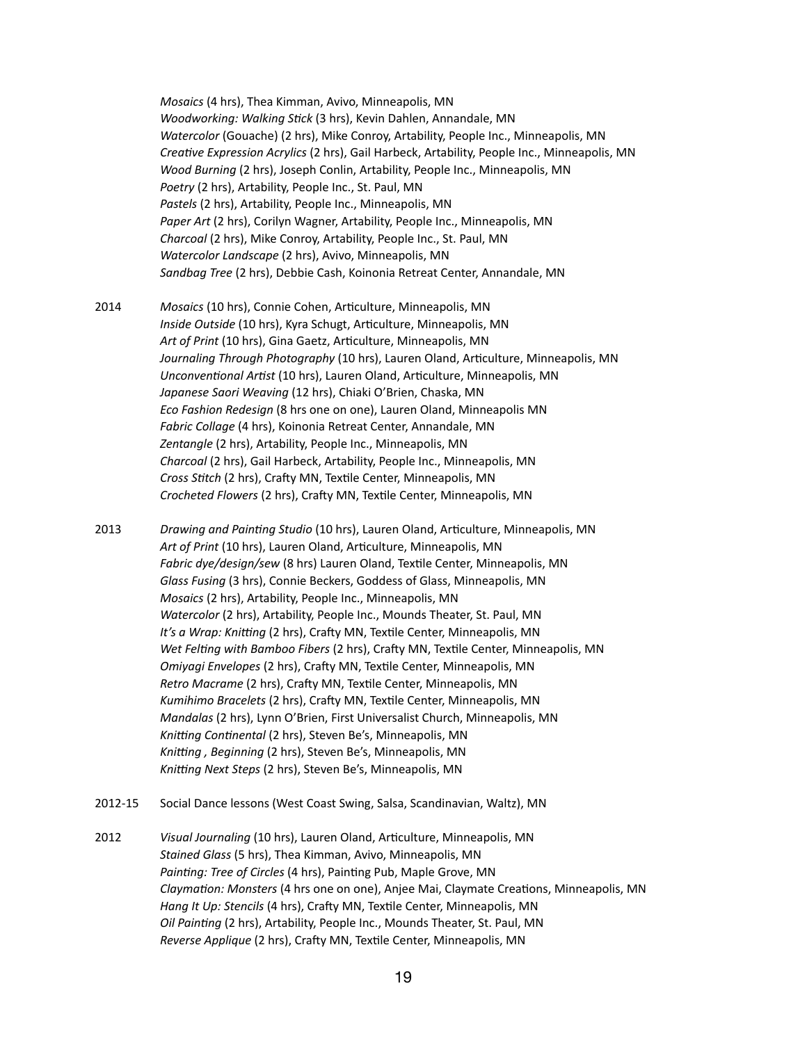*Mosaics* (4 hrs), Thea Kimman, Avivo, Minneapolis, MN
*Woodworking: Walking Stick* (3 hrs), Kevin Dahlen, Annandale, MN
*Watercolor* (Gouache) (2 hrs), Mike Conroy, Artability, People Inc., Minneapolis, MN
*Creative Expression Acrylics* (2 hrs), Gail Harbeck, Artability, People Inc., Minneapolis, MN
*Wood Burning* (2 hrs), Joseph Conlin, Artability, People Inc., Minneapolis, MN
*Poetry* (2 hrs), Artability, People Inc., St. Paul, MN
*Pastels* (2 hrs), Artability, People Inc., Minneapolis, MN
*Paper Art* (2 hrs), Corilyn Wagner, Artability, People Inc., Minneapolis, MN
*Charcoal* (2 hrs), Mike Conroy, Artability, People Inc., St. Paul, MN
*Watercolor Landscape* (2 hrs), Avivo, Minneapolis, MN
*Sandbag Tree* (2 hrs), Debbie Cash, Koinonia Retreat Center, Annandale, MN

2014 *Mosaics* (10 hrs), Connie Cohen, Articulture, Minneapolis, MN
*Inside Outside* (10 hrs), Kyra Schugt, Articulture, Minneapolis, MN
*Art of Print* (10 hrs), Gina Gaetz, Articulture, Minneapolis, MN
*Journaling Through Photography* (10 hrs), Lauren Oland, Articulture, Minneapolis, MN
*Unconventional Artist* (10 hrs), Lauren Oland, Articulture, Minneapolis, MN
*Japanese Saori Weaving* (12 hrs), Chiaki O'Brien, Chaska, MN
*Eco Fashion Redesign* (8 hrs one on one), Lauren Oland, Minneapolis MN
*Fabric Collage* (4 hrs), Koinonia Retreat Center, Annandale, MN
*Zentangle* (2 hrs), Artability, People Inc., Minneapolis, MN
*Charcoal* (2 hrs), Gail Harbeck, Artability, People Inc., Minneapolis, MN
*Cross Stitch* (2 hrs), Crafty MN, Textile Center, Minneapolis, MN
*Crocheted Flowers* (2 hrs), Crafty MN, Textile Center, Minneapolis, MN

2013 *Drawing and Painting Studio* (10 hrs), Lauren Oland, Articulture, Minneapolis, MN
*Art of Print* (10 hrs), Lauren Oland, Articulture, Minneapolis, MN
*Fabric dye/design/sew* (8 hrs) Lauren Oland, Textile Center, Minneapolis, MN
*Glass Fusing* (3 hrs), Connie Beckers, Goddess of Glass, Minneapolis, MN
*Mosaics* (2 hrs), Artability, People Inc., Minneapolis, MN
*Watercolor* (2 hrs), Artability, People Inc., Mounds Theater, St. Paul, MN
*It's a Wrap: Knitting* (2 hrs), Crafty MN, Textile Center, Minneapolis, MN
*Wet Felting with Bamboo Fibers* (2 hrs), Crafty MN, Textile Center, Minneapolis, MN
*Omiyagi Envelopes* (2 hrs), Crafty MN, Textile Center, Minneapolis, MN
*Retro Macrame* (2 hrs), Crafty MN, Textile Center, Minneapolis, MN
*Kumihimo Bracelets* (2 hrs), Crafty MN, Textile Center, Minneapolis, MN
*Mandalas* (2 hrs), Lynn O'Brien, First Universalist Church, Minneapolis, MN
*Knitting Continental* (2 hrs), Steven Be's, Minneapolis, MN
*Knitting , Beginning* (2 hrs), Steven Be's, Minneapolis, MN
*Knitting Next Steps* (2 hrs), Steven Be's, Minneapolis, MN

2012-15 Social Dance lessons (West Coast Swing, Salsa, Scandinavian, Waltz), MN

2012 *Visual Journaling* (10 hrs), Lauren Oland, Articulture, Minneapolis, MN
*Stained Glass* (5 hrs), Thea Kimman, Avivo, Minneapolis, MN
*Painting: Tree of Circles* (4 hrs), Painting Pub, Maple Grove, MN
*Claymation: Monsters* (4 hrs one on one), Anjee Mai, Claymate Creations, Minneapolis, MN
*Hang It Up: Stencils* (4 hrs), Crafty MN, Textile Center, Minneapolis, MN
*Oil Painting* (2 hrs), Artability, People Inc., Mounds Theater, St. Paul, MN
*Reverse Applique* (2 hrs), Crafty MN, Textile Center, Minneapolis, MN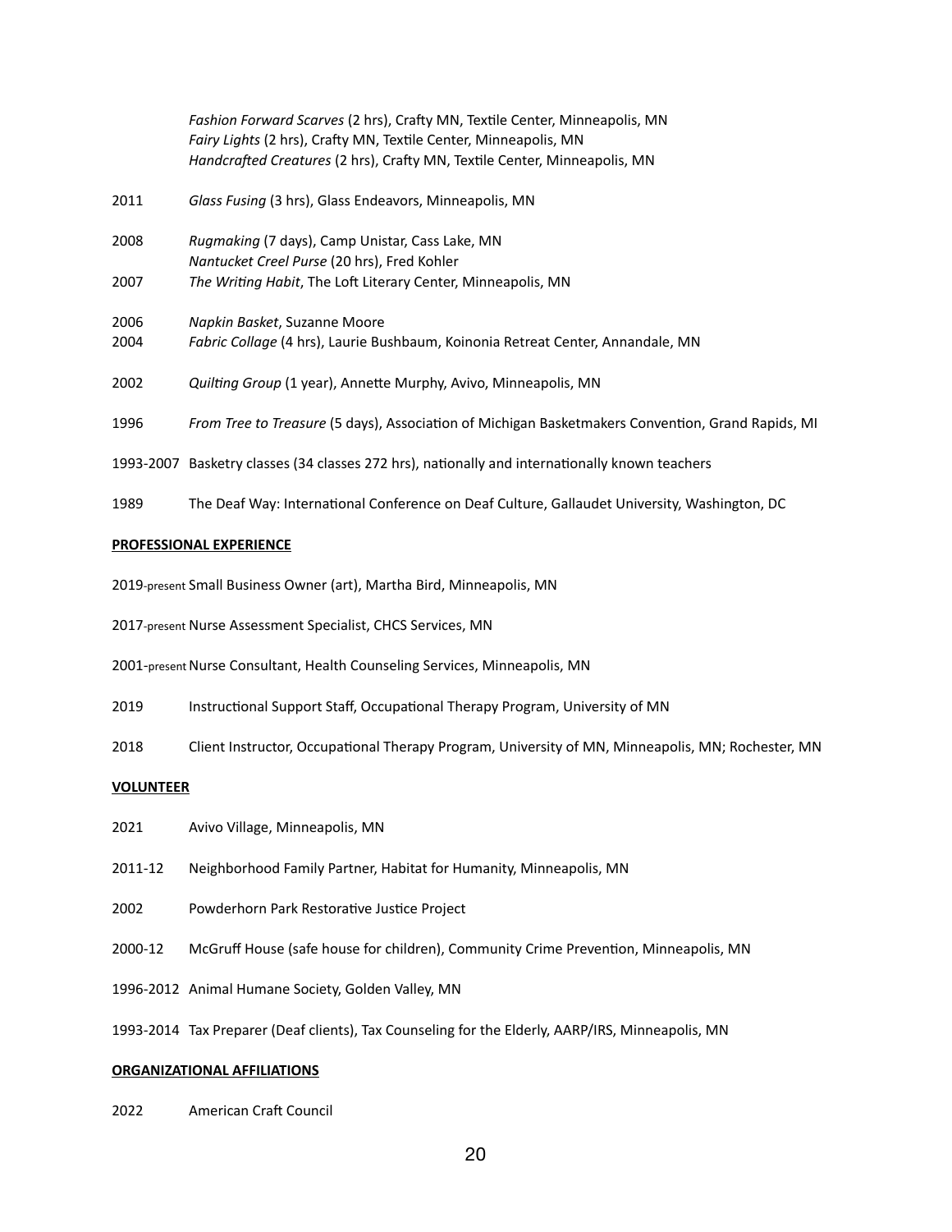*Fashion Forward Scarves* (2 hrs), Crafty MN, Textile Center, Minneapolis, MN
*Fairy Lights* (2 hrs), Crafty MN, Textile Center, Minneapolis, MN
*Handcrafted Creatures* (2 hrs), Crafty MN, Textile Center, Minneapolis, MN

2011 *Glass Fusing* (3 hrs), Glass Endeavors, Minneapolis, MN

2008 *Rugmaking* (7 days), Camp Unistar, Cass Lake, MN
*Nantucket Creel Purse* (20 hrs), Fred Kohler

2007 *The Writing Habit*, The Loft Literary Center, Minneapolis, MN

2006 *Napkin Basket*, Suzanne Moore

2004 *Fabric Collage* (4 hrs), Laurie Bushbaum, Koinonia Retreat Center, Annandale, MN

2002 *Quilting Group* (1 year), Annette Murphy, Avivo, Minneapolis, MN

1996 *From Tree to Treasure* (5 days), Association of Michigan Basketmakers Convention, Grand Rapids, MI

1993-2007 Basketry classes (34 classes 272 hrs), nationally and internationally known teachers

1989 The Deaf Way: International Conference on Deaf Culture, Gallaudet University, Washington, DC

**PROFESSIONAL EXPERIENCE**

2019-present Small Business Owner (art), Martha Bird, Minneapolis, MN

2017-present Nurse Assessment Specialist, CHCS Services, MN

2001-present Nurse Consultant, Health Counseling Services, Minneapolis, MN

2019 Instructional Support Staff, Occupational Therapy Program, University of MN

2018 Client Instructor, Occupational Therapy Program, University of MN, Minneapolis, MN; Rochester, MN

**VOLUNTEER**

2021 Avivo Village, Minneapolis, MN

2011-12 Neighborhood Family Partner, Habitat for Humanity, Minneapolis, MN

2002 Powderhorn Park Restorative Justice Project

2000-12 McGruff House (safe house for children), Community Crime Prevention, Minneapolis, MN

1996-2012 Animal Humane Society, Golden Valley, MN

1993-2014 Tax Preparer (Deaf clients), Tax Counseling for the Elderly, AARP/IRS, Minneapolis, MN

**ORGANIZATIONAL AFFILIATIONS**

2022 American Craft Council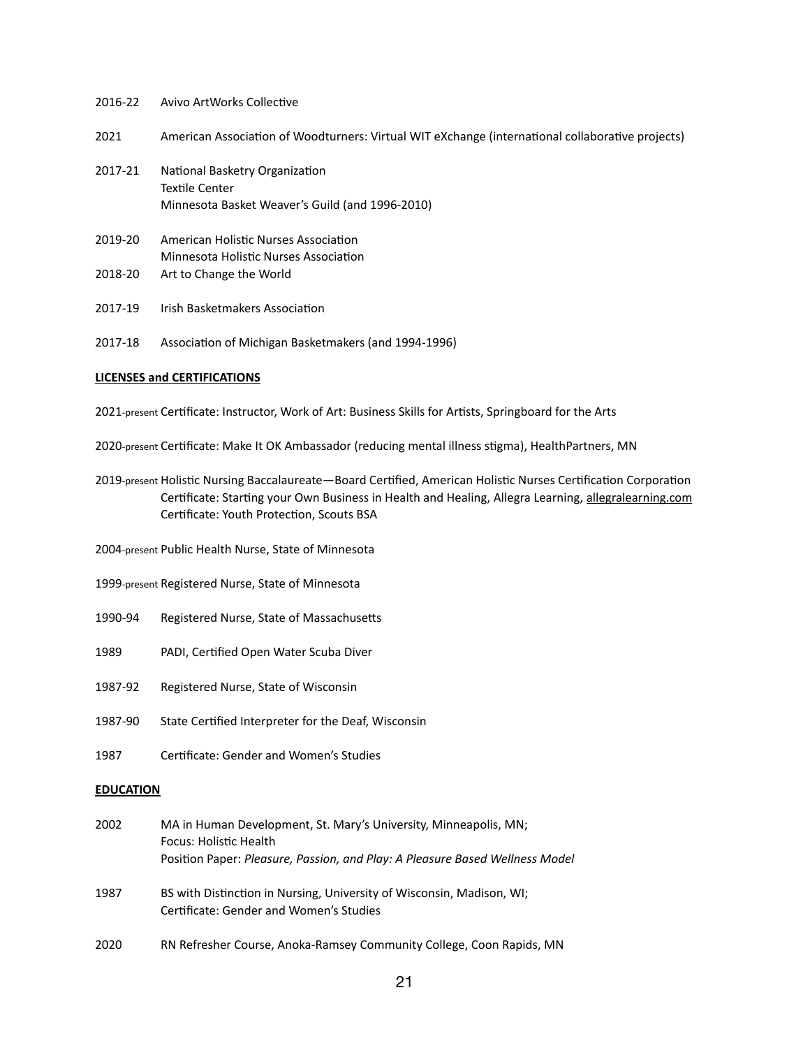2016-22 Avivo ArtWorks Collective

2021 American Association of Woodturners: Virtual WIT eXchange (international collaborative projects)

2017-21 National Basketry Organization
Textile Center
Minnesota Basket Weaver's Guild (and 1996-2010)

2019-20 American Holistic Nurses Association
Minnesota Holistic Nurses Association

2018-20 Art to Change the World

2017-19 Irish Basketmakers Association

2017-18 Association of Michigan Basketmakers (and 1994-1996)

**LICENSES and CERTIFICATIONS**

2021-present Certificate: Instructor, Work of Art: Business Skills for Artists, Springboard for the Arts

2020-present Certificate: Make It OK Ambassador (reducing mental illness stigma), HealthPartners, MN

2019-present Holistic Nursing Baccalaureate—Board Certified, American Holistic Nurses Certification Corporation
Certificate: Starting your Own Business in Health and Healing, Allegra Learning, allegralearning.com
Certificate: Youth Protection, Scouts BSA

2004-present Public Health Nurse, State of Minnesota

1999-present Registered Nurse, State of Minnesota

1990-94 Registered Nurse, State of Massachusetts

1989 PADI, Certified Open Water Scuba Diver

1987-92 Registered Nurse, State of Wisconsin

1987-90 State Certified Interpreter for the Deaf, Wisconsin

1987 Certificate: Gender and Women's Studies

**EDUCATION**

2002 MA in Human Development, St. Mary's University, Minneapolis, MN;
Focus: Holistic Health
Position Paper: *Pleasure, Passion, and Play: A Pleasure Based Wellness Model*

1987 BS with Distinction in Nursing, University of Wisconsin, Madison, WI;
Certificate: Gender and Women's Studies

2020 RN Refresher Course, Anoka-Ramsey Community College, Coon Rapids, MN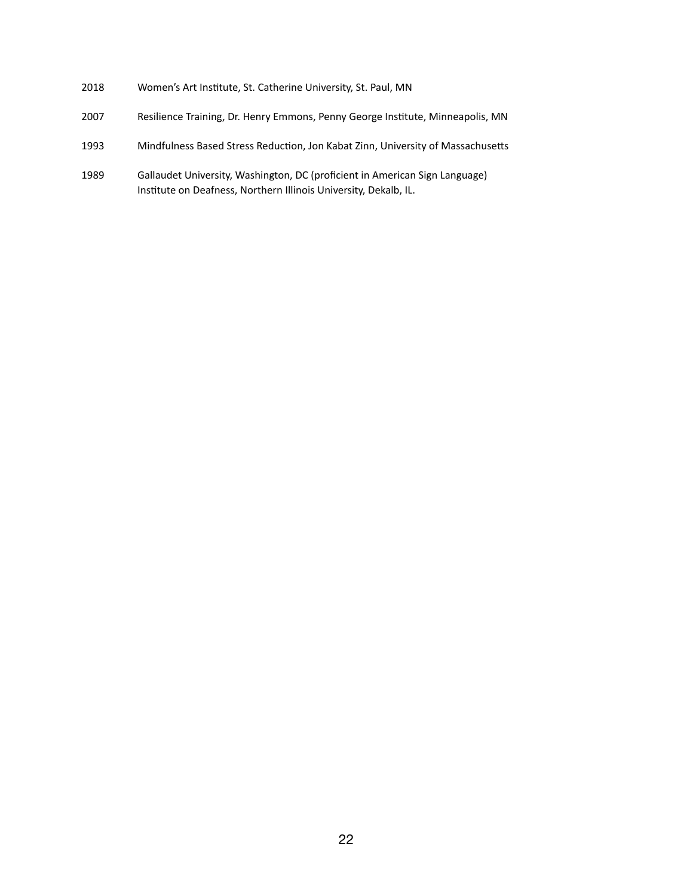2018 Women's Art Institute, St. Catherine University, St. Paul, MN

2007 Resilience Training, Dr. Henry Emmons, Penny George Institute, Minneapolis, MN

1993 Mindfulness Based Stress Reduction, Jon Kabat Zinn, University of Massachusetts

1989 Gallaudet University, Washington, DC (proficient in American Sign Language)
Institute on Deafness, Northern Illinois University, Dekalb, IL.